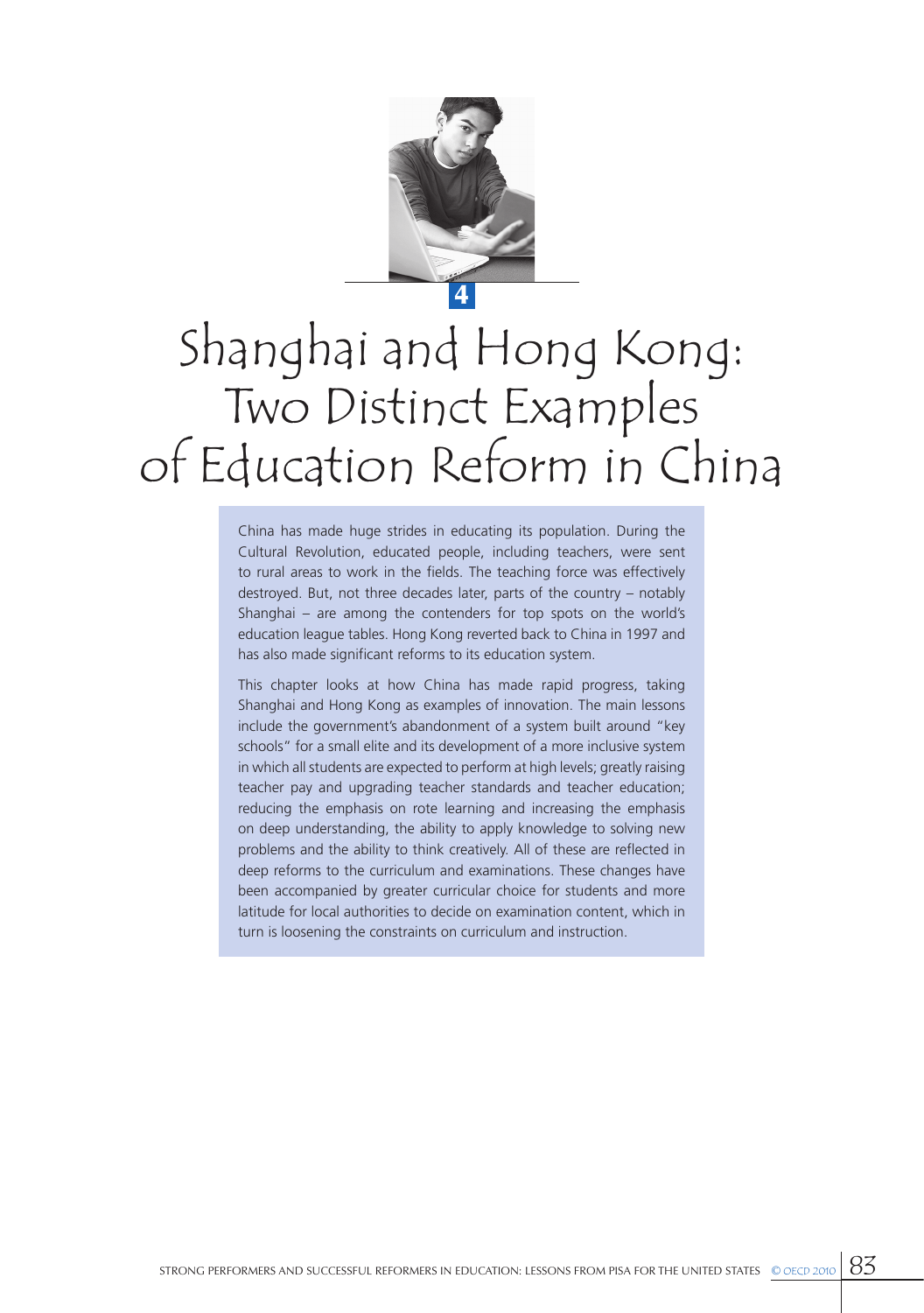# 4

# Shanghai and Hong Kong: Two Distinct Examples of Education Reform in China

China has made huge strides in educating its population. During the Cultural Revolution, educated people, including teachers, were sent to rural areas to work in the fields. The teaching force was effectively destroyed. But, not three decades later, parts of the country – notably Shanghai – are among the contenders for top spots on the world's education league tables. Hong Kong reverted back to China in 1997 and has also made significant reforms to its education system.

This chapter looks at how China has made rapid progress, taking Shanghai and Hong Kong as examples of innovation. The main lessons include the government's abandonment of a system built around "key schools" for a small elite and its development of a more inclusive system in which all students are expected to perform at high levels; greatly raising teacher pay and upgrading teacher standards and teacher education; reducing the emphasis on rote learning and increasing the emphasis on deep understanding, the ability to apply knowledge to solving new problems and the ability to think creatively. All of these are reflected in deep reforms to the curriculum and examinations. These changes have been accompanied by greater curricular choice for students and more latitude for local authorities to decide on examination content, which in turn is loosening the constraints on curriculum and instruction.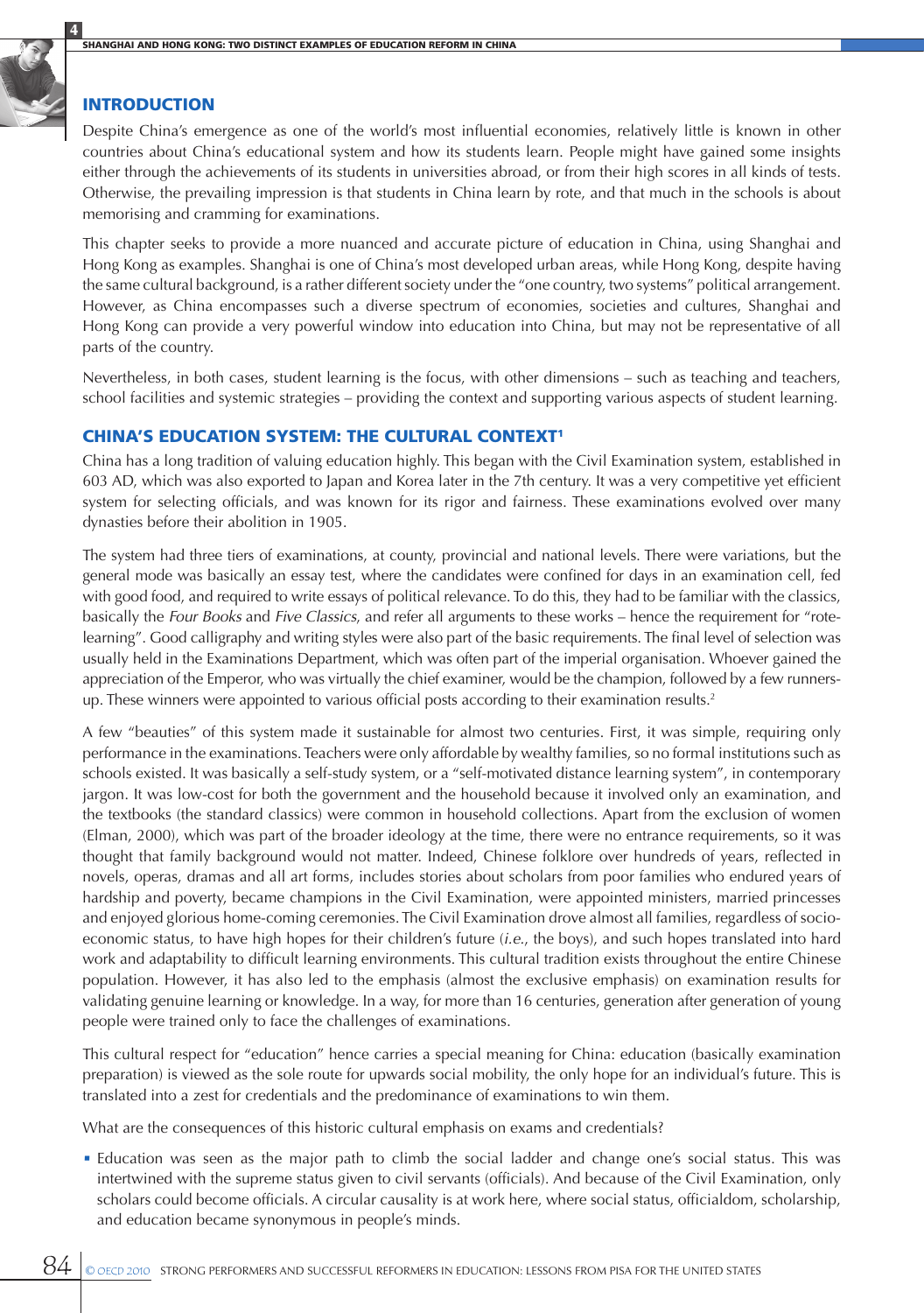## INTRODUCTION

Despite China's emergence as one of the world's most influential economies, relatively little is known in other countries about China's educational system and how its students learn. People might have gained some insights either through the achievements of its students in universities abroad, or from their high scores in all kinds of tests. Otherwise, the prevailing impression is that students in China learn by rote, and that much in the schools is about memorising and cramming for examinations.

This chapter seeks to provide a more nuanced and accurate picture of education in China, using Shanghai and Hong Kong as examples. Shanghai is one of China's most developed urban areas, while Hong Kong, despite having the same cultural background, is a rather different society under the "one country, two systems" political arrangement. However, as China encompasses such a diverse spectrum of economies, societies and cultures, Shanghai and Hong Kong can provide a very powerful window into education into China, but may not be representative of all parts of the country.

Nevertheless, in both cases, student learning is the focus, with other dimensions – such as teaching and teachers, school facilities and systemic strategies – providing the context and supporting various aspects of student learning.

## CHINA'S EDUCATION SYSTEM: THE CULTURAL CONTEXT[1]

China has a long tradition of valuing education highly. This began with the Civil Examination system, established in 603 AD, which was also exported to Japan and Korea later in the 7th century. It was a very competitive yet efficient system for selecting officials, and was known for its rigor and fairness. These examinations evolved over many dynasties before their abolition in 1905.

The system had three tiers of examinations, at county, provincial and national levels. There were variations, but the general mode was basically an essay test, where the candidates were confined for days in an examination cell, fed with good food, and required to write essays of political relevance. To do this, they had to be familiar with the classics, basically the *Four Books* and *Five Classics*, and refer all arguments to these works – hence the requirement for "rote-learning". Good calligraphy and writing styles were also part of the basic requirements. The final level of selection was usually held in the Examinations Department, which was often part of the imperial organisation. Whoever gained the appreciation of the Emperor, who was virtually the chief examiner, would be the champion, followed by a few runners-up. These winners were appointed to various official posts according to their examination results.[2]

A few "beauties" of this system made it sustainable for almost two centuries. First, it was simple, requiring only performance in the examinations. Teachers were only affordable by wealthy families, so no formal institutions such as schools existed. It was basically a self-study system, or a "self-motivated distance learning system", in contemporary jargon. It was low-cost for both the government and the household because it involved only an examination, and the textbooks (the standard classics) were common in household collections. Apart from the exclusion of women (Elman, 2000), which was part of the broader ideology at the time, there were no entrance requirements, so it was thought that family background would not matter. Indeed, Chinese folklore over hundreds of years, reflected in novels, operas, dramas and all art forms, includes stories about scholars from poor families who endured years of hardship and poverty, became champions in the Civil Examination, were appointed ministers, married princesses and enjoyed glorious home-coming ceremonies. The Civil Examination drove almost all families, regardless of socio-economic status, to have high hopes for their children's future (*i.e.*, the boys), and such hopes translated into hard work and adaptability to difficult learning environments. This cultural tradition exists throughout the entire Chinese population. However, it has also led to the emphasis (almost the exclusive emphasis) on examination results for validating genuine learning or knowledge. In a way, for more than 16 centuries, generation after generation of young people were trained only to face the challenges of examinations.

This cultural respect for "education" hence carries a special meaning for China: education (basically examination preparation) is viewed as the sole route for upwards social mobility, the only hope for an individual's future. This is translated into a zest for credentials and the predominance of examinations to win them.

What are the consequences of this historic cultural emphasis on exams and credentials?

- Education was seen as the major path to climb the social ladder and change one's social status. This was intertwined with the supreme status given to civil servants (officials). And because of the Civil Examination, only scholars could become officials. A circular causality is at work here, where social status, officialdom, scholarship, and education became synonymous in people's minds.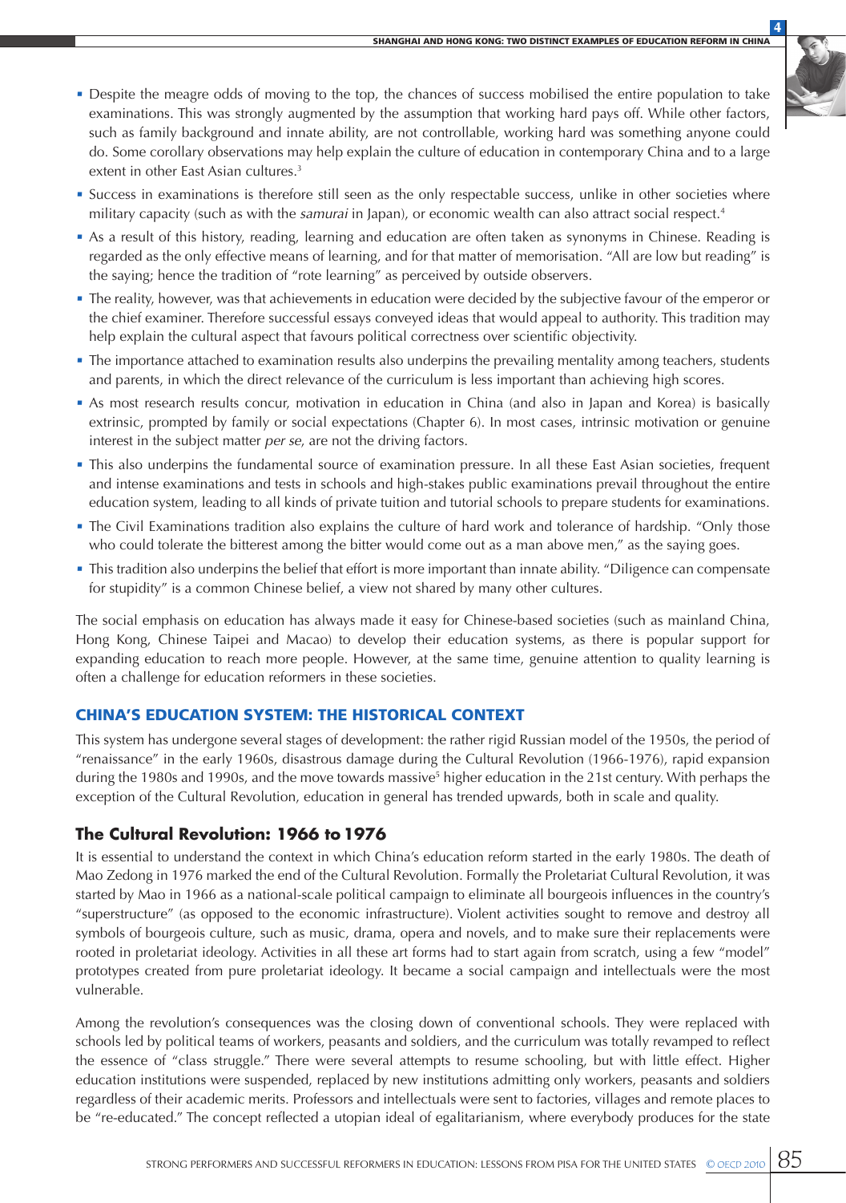- Despite the meagre odds of moving to the top, the chances of success mobilised the entire population to take examinations. This was strongly augmented by the assumption that working hard pays off. While other factors, such as family background and innate ability, are not controllable, working hard was something anyone could do. Some corollary observations may help explain the culture of education in contemporary China and to a large extent in other East Asian cultures.[3]
- Success in examinations is therefore still seen as the only respectable success, unlike in other societies where military capacity (such as with the *samurai* in Japan), or economic wealth can also attract social respect.[4]
- As a result of this history, reading, learning and education are often taken as synonyms in Chinese. Reading is regarded as the only effective means of learning, and for that matter of memorisation. "All are low but reading" is the saying; hence the tradition of "rote learning" as perceived by outside observers.
- The reality, however, was that achievements in education were decided by the subjective favour of the emperor or the chief examiner. Therefore successful essays conveyed ideas that would appeal to authority. This tradition may help explain the cultural aspect that favours political correctness over scientific objectivity.
- The importance attached to examination results also underpins the prevailing mentality among teachers, students and parents, in which the direct relevance of the curriculum is less important than achieving high scores.
- As most research results concur, motivation in education in China (and also in Japan and Korea) is basically extrinsic, prompted by family or social expectations (Chapter 6). In most cases, intrinsic motivation or genuine interest in the subject matter *per se*, are not the driving factors.
- This also underpins the fundamental source of examination pressure. In all these East Asian societies, frequent and intense examinations and tests in schools and high-stakes public examinations prevail throughout the entire education system, leading to all kinds of private tuition and tutorial schools to prepare students for examinations.
- The Civil Examinations tradition also explains the culture of hard work and tolerance of hardship. "Only those who could tolerate the bitterest among the bitter would come out as a man above men," as the saying goes.
- This tradition also underpins the belief that effort is more important than innate ability. "Diligence can compensate for stupidity" is a common Chinese belief, a view not shared by many other cultures.

The social emphasis on education has always made it easy for Chinese-based societies (such as mainland China, Hong Kong, Chinese Taipei and Macao) to develop their education systems, as there is popular support for expanding education to reach more people. However, at the same time, genuine attention to quality learning is often a challenge for education reformers in these societies.

## CHINA'S EDUCATION SYSTEM: THE HISTORICAL CONTEXT

This system has undergone several stages of development: the rather rigid Russian model of the 1950s, the period of "renaissance" in the early 1960s, disastrous damage during the Cultural Revolution (1966-1976), rapid expansion during the 1980s and 1990s, and the move towards massive[5] higher education in the 21st century. With perhaps the exception of the Cultural Revolution, education in general has trended upwards, both in scale and quality.

### The Cultural Revolution: 1966 to 1976

It is essential to understand the context in which China's education reform started in the early 1980s. The death of Mao Zedong in 1976 marked the end of the Cultural Revolution. Formally the Proletariat Cultural Revolution, it was started by Mao in 1966 as a national-scale political campaign to eliminate all bourgeois influences in the country's "superstructure" (as opposed to the economic infrastructure). Violent activities sought to remove and destroy all symbols of bourgeois culture, such as music, drama, opera and novels, and to make sure their replacements were rooted in proletariat ideology. Activities in all these art forms had to start again from scratch, using a few "model" prototypes created from pure proletariat ideology. It became a social campaign and intellectuals were the most vulnerable.

Among the revolution's consequences was the closing down of conventional schools. They were replaced with schools led by political teams of workers, peasants and soldiers, and the curriculum was totally revamped to reflect the essence of "class struggle." There were several attempts to resume schooling, but with little effect. Higher education institutions were suspended, replaced by new institutions admitting only workers, peasants and soldiers regardless of their academic merits. Professors and intellectuals were sent to factories, villages and remote places to be "re-educated." The concept reflected a utopian ideal of egalitarianism, where everybody produces for the state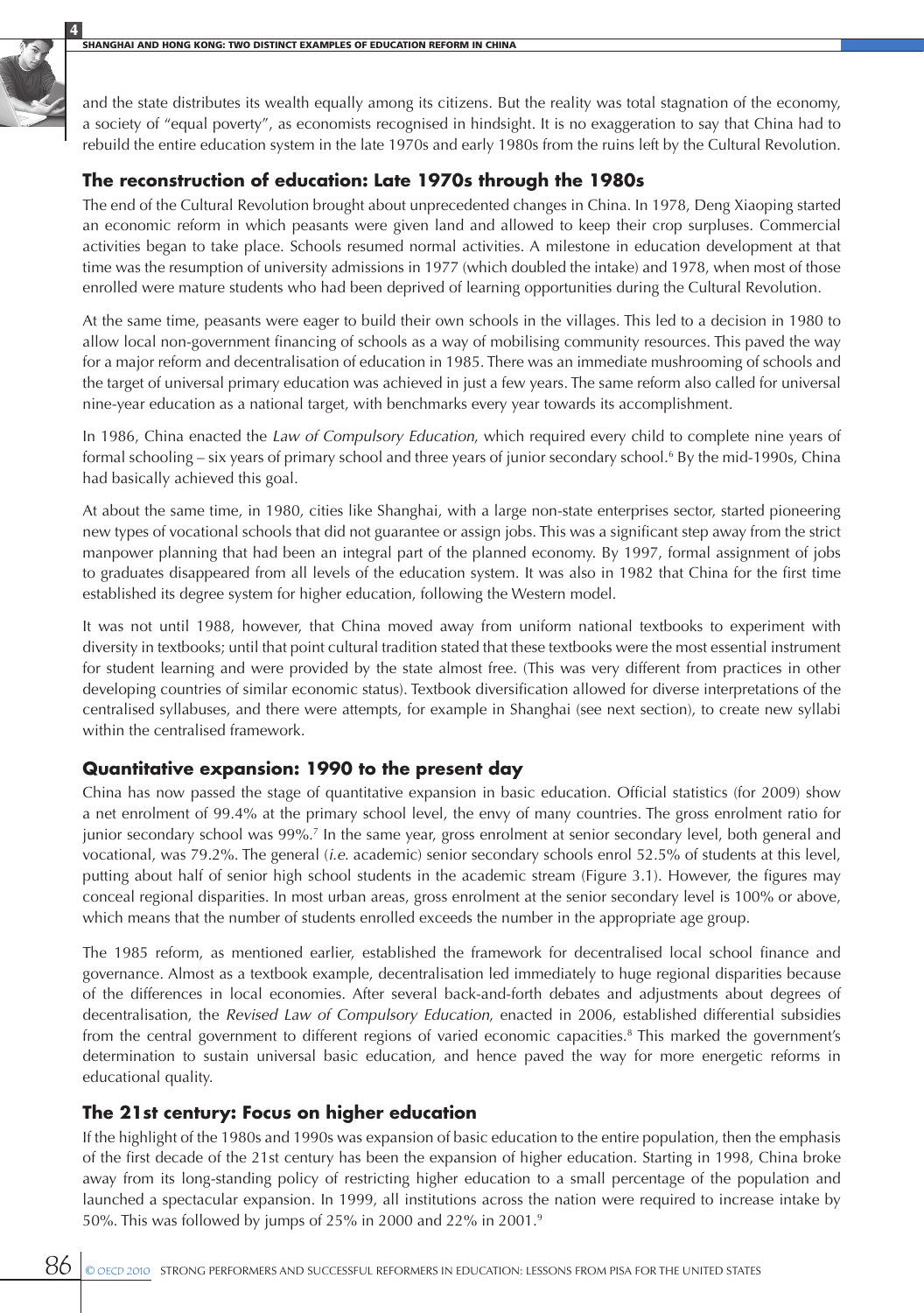and the state distributes its wealth equally among its citizens. But the reality was total stagnation of the economy, a society of "equal poverty", as economists recognised in hindsight. It is no exaggeration to say that China had to rebuild the entire education system in the late 1970s and early 1980s from the ruins left by the Cultural Revolution.

### The reconstruction of education: Late 1970s through the 1980s

The end of the Cultural Revolution brought about unprecedented changes in China. In 1978, Deng Xiaoping started an economic reform in which peasants were given land and allowed to keep their crop surpluses. Commercial activities began to take place. Schools resumed normal activities. A milestone in education development at that time was the resumption of university admissions in 1977 (which doubled the intake) and 1978, when most of those enrolled were mature students who had been deprived of learning opportunities during the Cultural Revolution.

At the same time, peasants were eager to build their own schools in the villages. This led to a decision in 1980 to allow local non-government financing of schools as a way of mobilising community resources. This paved the way for a major reform and decentralisation of education in 1985. There was an immediate mushrooming of schools and the target of universal primary education was achieved in just a few years. The same reform also called for universal nine-year education as a national target, with benchmarks every year towards its accomplishment.

In 1986, China enacted the *Law of Compulsory Education*, which required every child to complete nine years of formal schooling – six years of primary school and three years of junior secondary school.[6] By the mid-1990s, China had basically achieved this goal.

At about the same time, in 1980, cities like Shanghai, with a large non-state enterprises sector, started pioneering new types of vocational schools that did not guarantee or assign jobs. This was a significant step away from the strict manpower planning that had been an integral part of the planned economy. By 1997, formal assignment of jobs to graduates disappeared from all levels of the education system. It was also in 1982 that China for the first time established its degree system for higher education, following the Western model.

It was not until 1988, however, that China moved away from uniform national textbooks to experiment with diversity in textbooks; until that point cultural tradition stated that these textbooks were the most essential instrument for student learning and were provided by the state almost free. (This was very different from practices in other developing countries of similar economic status). Textbook diversification allowed for diverse interpretations of the centralised syllabuses, and there were attempts, for example in Shanghai (see next section), to create new syllabi within the centralised framework.

### Quantitative expansion: 1990 to the present day

China has now passed the stage of quantitative expansion in basic education. Official statistics (for 2009) show a net enrolment of 99.4% at the primary school level, the envy of many countries. The gross enrolment ratio for junior secondary school was 99%.[7] In the same year, gross enrolment at senior secondary level, both general and vocational, was 79.2%. The general (*i.e.* academic) senior secondary schools enrol 52.5% of students at this level, putting about half of senior high school students in the academic stream (Figure 3.1). However, the figures may conceal regional disparities. In most urban areas, gross enrolment at the senior secondary level is 100% or above, which means that the number of students enrolled exceeds the number in the appropriate age group.

The 1985 reform, as mentioned earlier, established the framework for decentralised local school finance and governance. Almost as a textbook example, decentralisation led immediately to huge regional disparities because of the differences in local economies. After several back-and-forth debates and adjustments about degrees of decentralisation, the *Revised Law of Compulsory Education*, enacted in 2006, established differential subsidies from the central government to different regions of varied economic capacities.[8] This marked the government's determination to sustain universal basic education, and hence paved the way for more energetic reforms in educational quality.

### The 21st century: Focus on higher education

If the highlight of the 1980s and 1990s was expansion of basic education to the entire population, then the emphasis of the first decade of the 21st century has been the expansion of higher education. Starting in 1998, China broke away from its long-standing policy of restricting higher education to a small percentage of the population and launched a spectacular expansion. In 1999, all institutions across the nation were required to increase intake by 50%. This was followed by jumps of 25% in 2000 and 22% in 2001.[9]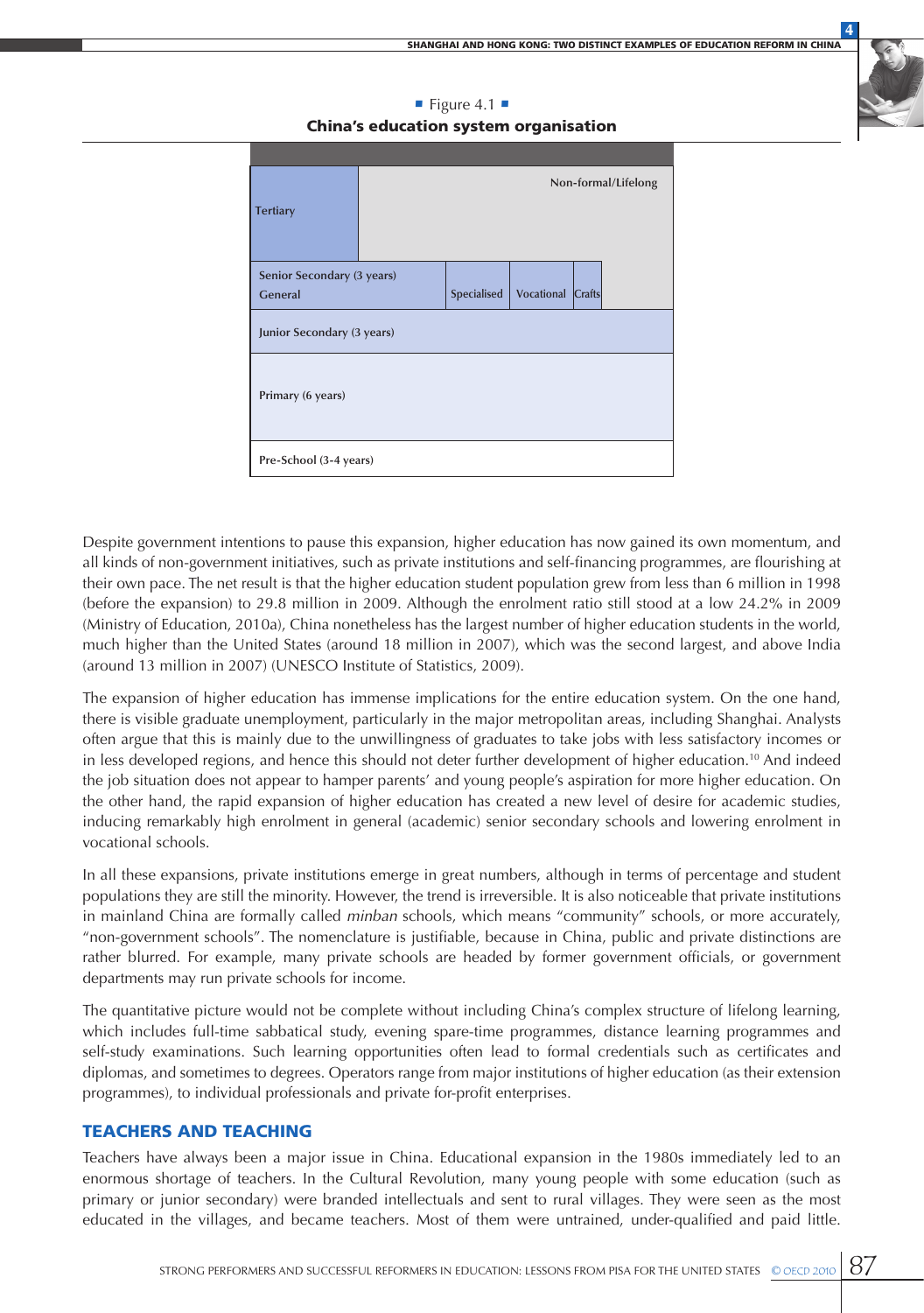■ Figure 4.1 ■
**China's education system organisation**

| | | | | |
|---|---|---|---|---|
| Tertiary | Non-formal/Lifelong | | | |
| Senior Secondary (3 years) General | Specialised | Vocational | Crafts | |
| Junior Secondary (3 years) | | | | |
| Primary (6 years) | | | | |
| Pre-School (3-4 years) | | | | |

Despite government intentions to pause this expansion, higher education has now gained its own momentum, and all kinds of non-government initiatives, such as private institutions and self-financing programmes, are flourishing at their own pace. The net result is that the higher education student population grew from less than 6 million in 1998 (before the expansion) to 29.8 million in 2009. Although the enrolment ratio still stood at a low 24.2% in 2009 (Ministry of Education, 2010a), China nonetheless has the largest number of higher education students in the world, much higher than the United States (around 18 million in 2007), which was the second largest, and above India (around 13 million in 2007) (UNESCO Institute of Statistics, 2009).

The expansion of higher education has immense implications for the entire education system. On the one hand, there is visible graduate unemployment, particularly in the major metropolitan areas, including Shanghai. Analysts often argue that this is mainly due to the unwillingness of graduates to take jobs with less satisfactory incomes or in less developed regions, and hence this should not deter further development of higher education.[10] And indeed the job situation does not appear to hamper parents' and young people's aspiration for more higher education. On the other hand, the rapid expansion of higher education has created a new level of desire for academic studies, inducing remarkably high enrolment in general (academic) senior secondary schools and lowering enrolment in vocational schools.

In all these expansions, private institutions emerge in great numbers, although in terms of percentage and student populations they are still the minority. However, the trend is irreversible. It is also noticeable that private institutions in mainland China are formally called *minban* schools, which means "community" schools, or more accurately, "non-government schools". The nomenclature is justifiable, because in China, public and private distinctions are rather blurred. For example, many private schools are headed by former government officials, or government departments may run private schools for income.

The quantitative picture would not be complete without including China's complex structure of lifelong learning, which includes full-time sabbatical study, evening spare-time programmes, distance learning programmes and self-study examinations. Such learning opportunities often lead to formal credentials such as certificates and diplomas, and sometimes to degrees. Operators range from major institutions of higher education (as their extension programmes), to individual professionals and private for-profit enterprises.

## TEACHERS AND TEACHING

Teachers have always been a major issue in China. Educational expansion in the 1980s immediately led to an enormous shortage of teachers. In the Cultural Revolution, many young people with some education (such as primary or junior secondary) were branded intellectuals and sent to rural villages. They were seen as the most educated in the villages, and became teachers. Most of them were untrained, under-qualified and paid little.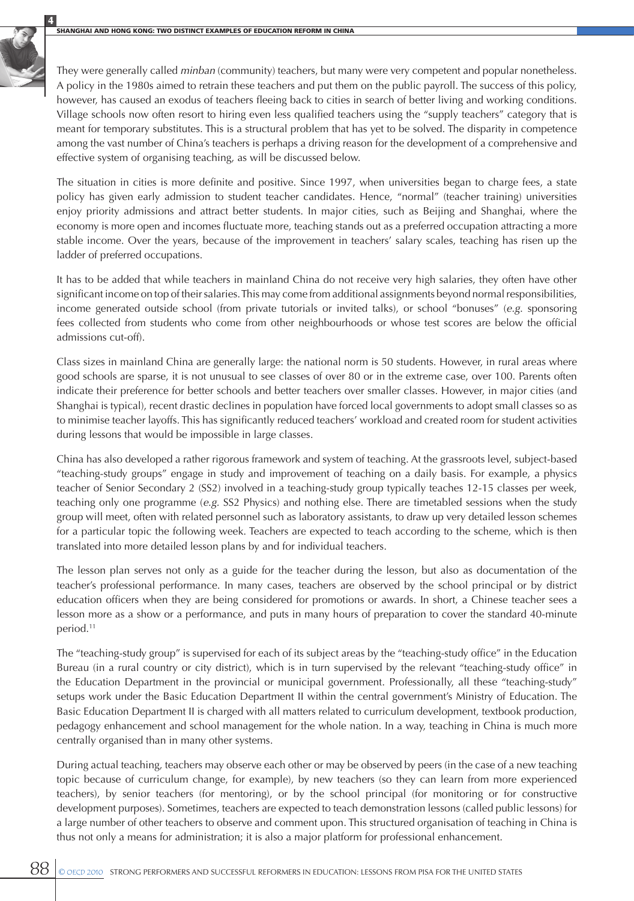They were generally called *minban* (community) teachers, but many were very competent and popular nonetheless. A policy in the 1980s aimed to retrain these teachers and put them on the public payroll. The success of this policy, however, has caused an exodus of teachers fleeing back to cities in search of better living and working conditions. Village schools now often resort to hiring even less qualified teachers using the "supply teachers" category that is meant for temporary substitutes. This is a structural problem that has yet to be solved. The disparity in competence among the vast number of China's teachers is perhaps a driving reason for the development of a comprehensive and effective system of organising teaching, as will be discussed below.

The situation in cities is more definite and positive. Since 1997, when universities began to charge fees, a state policy has given early admission to student teacher candidates. Hence, "normal" (teacher training) universities enjoy priority admissions and attract better students. In major cities, such as Beijing and Shanghai, where the economy is more open and incomes fluctuate more, teaching stands out as a preferred occupation attracting a more stable income. Over the years, because of the improvement in teachers' salary scales, teaching has risen up the ladder of preferred occupations.

It has to be added that while teachers in mainland China do not receive very high salaries, they often have other significant income on top of their salaries. This may come from additional assignments beyond normal responsibilities, income generated outside school (from private tutorials or invited talks), or school "bonuses" (*e.g.* sponsoring fees collected from students who come from other neighbourhoods or whose test scores are below the official admissions cut-off).

Class sizes in mainland China are generally large: the national norm is 50 students. However, in rural areas where good schools are sparse, it is not unusual to see classes of over 80 or in the extreme case, over 100. Parents often indicate their preference for better schools and better teachers over smaller classes. However, in major cities (and Shanghai is typical), recent drastic declines in population have forced local governments to adopt small classes so as to minimise teacher layoffs. This has significantly reduced teachers' workload and created room for student activities during lessons that would be impossible in large classes.

China has also developed a rather rigorous framework and system of teaching. At the grassroots level, subject-based "teaching-study groups" engage in study and improvement of teaching on a daily basis. For example, a physics teacher of Senior Secondary 2 (SS2) involved in a teaching-study group typically teaches 12-15 classes per week, teaching only one programme (*e.g.* SS2 Physics) and nothing else. There are timetabled sessions when the study group will meet, often with related personnel such as laboratory assistants, to draw up very detailed lesson schemes for a particular topic the following week. Teachers are expected to teach according to the scheme, which is then translated into more detailed lesson plans by and for individual teachers.

The lesson plan serves not only as a guide for the teacher during the lesson, but also as documentation of the teacher's professional performance. In many cases, teachers are observed by the school principal or by district education officers when they are being considered for promotions or awards. In short, a Chinese teacher sees a lesson more as a show or a performance, and puts in many hours of preparation to cover the standard 40-minute period.[11]

The "teaching-study group" is supervised for each of its subject areas by the "teaching-study office" in the Education Bureau (in a rural country or city district), which is in turn supervised by the relevant "teaching-study office" in the Education Department in the provincial or municipal government. Professionally, all these "teaching-study" setups work under the Basic Education Department II within the central government's Ministry of Education. The Basic Education Department II is charged with all matters related to curriculum development, textbook production, pedagogy enhancement and school management for the whole nation. In a way, teaching in China is much more centrally organised than in many other systems.

During actual teaching, teachers may observe each other or may be observed by peers (in the case of a new teaching topic because of curriculum change, for example), by new teachers (so they can learn from more experienced teachers), by senior teachers (for mentoring), or by the school principal (for monitoring or for constructive development purposes). Sometimes, teachers are expected to teach demonstration lessons (called public lessons) for a large number of other teachers to observe and comment upon. This structured organisation of teaching in China is thus not only a means for administration; it is also a major platform for professional enhancement.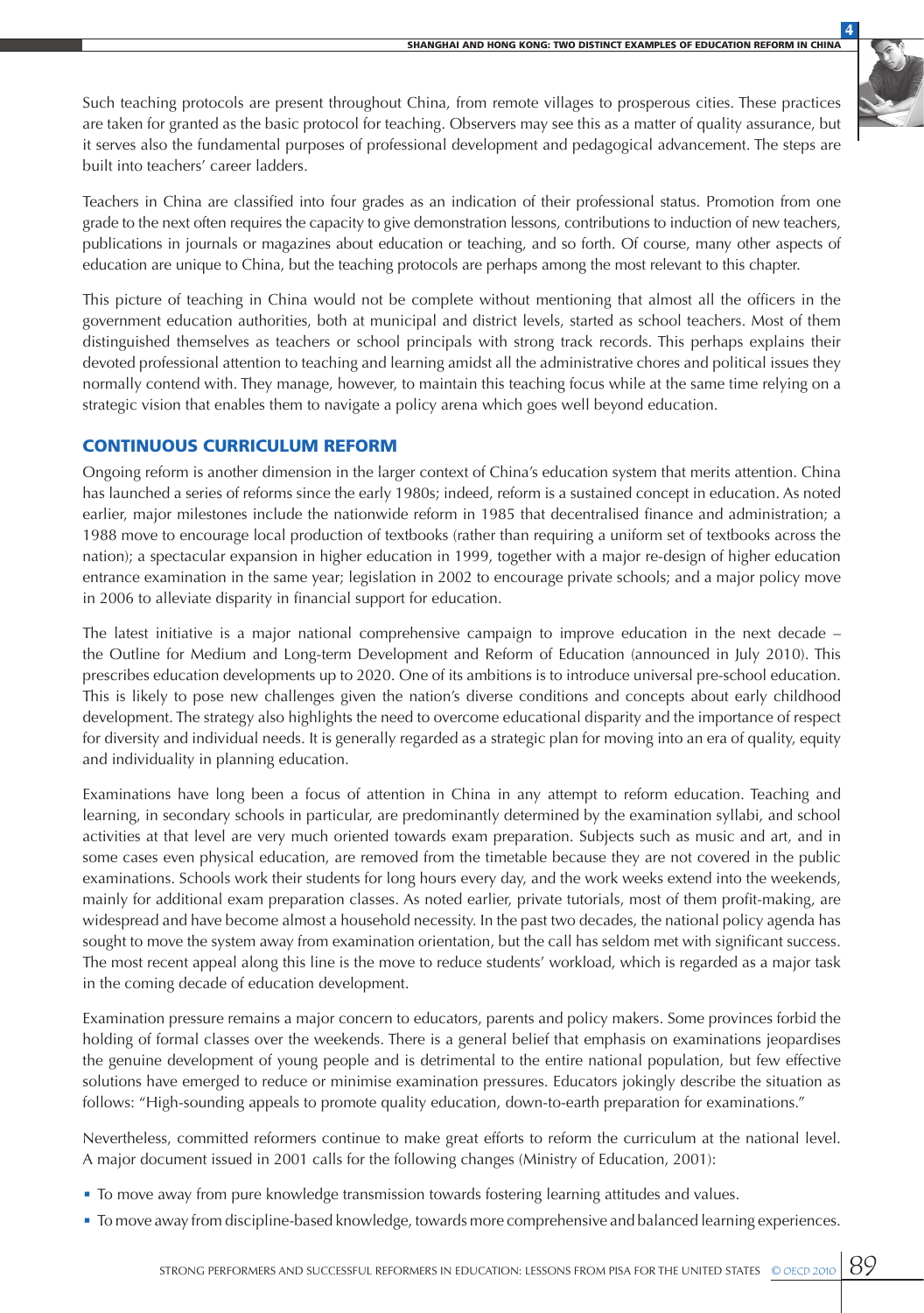Such teaching protocols are present throughout China, from remote villages to prosperous cities. These practices are taken for granted as the basic protocol for teaching. Observers may see this as a matter of quality assurance, but it serves also the fundamental purposes of professional development and pedagogical advancement. The steps are built into teachers' career ladders.

Teachers in China are classified into four grades as an indication of their professional status. Promotion from one grade to the next often requires the capacity to give demonstration lessons, contributions to induction of new teachers, publications in journals or magazines about education or teaching, and so forth. Of course, many other aspects of education are unique to China, but the teaching protocols are perhaps among the most relevant to this chapter.

This picture of teaching in China would not be complete without mentioning that almost all the officers in the government education authorities, both at municipal and district levels, started as school teachers. Most of them distinguished themselves as teachers or school principals with strong track records. This perhaps explains their devoted professional attention to teaching and learning amidst all the administrative chores and political issues they normally contend with. They manage, however, to maintain this teaching focus while at the same time relying on a strategic vision that enables them to navigate a policy arena which goes well beyond education.

## CONTINUOUS CURRICULUM REFORM

Ongoing reform is another dimension in the larger context of China's education system that merits attention. China has launched a series of reforms since the early 1980s; indeed, reform is a sustained concept in education. As noted earlier, major milestones include the nationwide reform in 1985 that decentralised finance and administration; a 1988 move to encourage local production of textbooks (rather than requiring a uniform set of textbooks across the nation); a spectacular expansion in higher education in 1999, together with a major re-design of higher education entrance examination in the same year; legislation in 2002 to encourage private schools; and a major policy move in 2006 to alleviate disparity in financial support for education.

The latest initiative is a major national comprehensive campaign to improve education in the next decade – the Outline for Medium and Long-term Development and Reform of Education (announced in July 2010). This prescribes education developments up to 2020. One of its ambitions is to introduce universal pre-school education. This is likely to pose new challenges given the nation's diverse conditions and concepts about early childhood development. The strategy also highlights the need to overcome educational disparity and the importance of respect for diversity and individual needs. It is generally regarded as a strategic plan for moving into an era of quality, equity and individuality in planning education.

Examinations have long been a focus of attention in China in any attempt to reform education. Teaching and learning, in secondary schools in particular, are predominantly determined by the examination syllabi, and school activities at that level are very much oriented towards exam preparation. Subjects such as music and art, and in some cases even physical education, are removed from the timetable because they are not covered in the public examinations. Schools work their students for long hours every day, and the work weeks extend into the weekends, mainly for additional exam preparation classes. As noted earlier, private tutorials, most of them profit-making, are widespread and have become almost a household necessity. In the past two decades, the national policy agenda has sought to move the system away from examination orientation, but the call has seldom met with significant success. The most recent appeal along this line is the move to reduce students' workload, which is regarded as a major task in the coming decade of education development.

Examination pressure remains a major concern to educators, parents and policy makers. Some provinces forbid the holding of formal classes over the weekends. There is a general belief that emphasis on examinations jeopardises the genuine development of young people and is detrimental to the entire national population, but few effective solutions have emerged to reduce or minimise examination pressures. Educators jokingly describe the situation as follows: "High-sounding appeals to promote quality education, down-to-earth preparation for examinations."

Nevertheless, committed reformers continue to make great efforts to reform the curriculum at the national level. A major document issued in 2001 calls for the following changes (Ministry of Education, 2001):

- To move away from pure knowledge transmission towards fostering learning attitudes and values.
- To move away from discipline-based knowledge, towards more comprehensive and balanced learning experiences.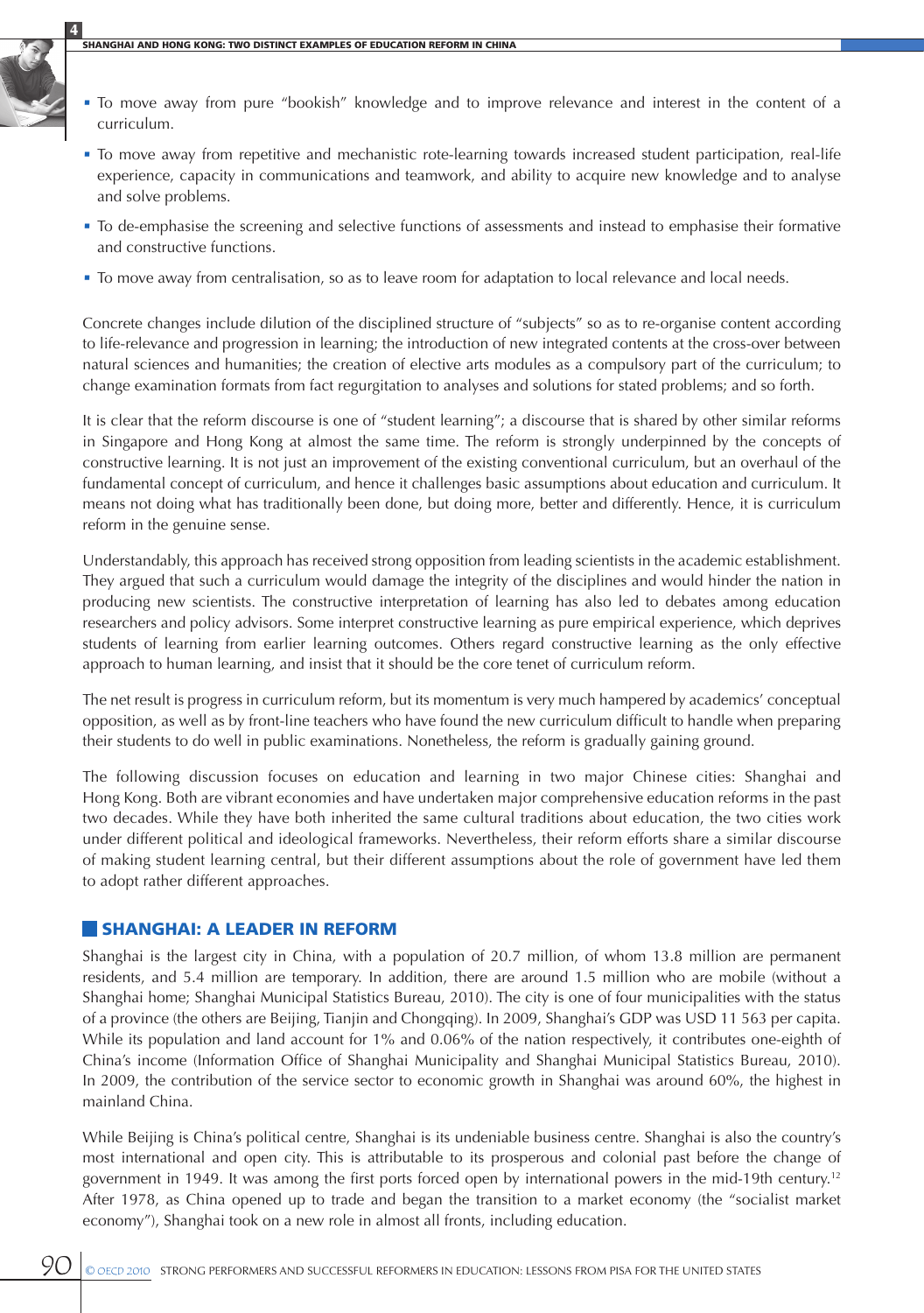- To move away from pure "bookish" knowledge and to improve relevance and interest in the content of a curriculum.
- To move away from repetitive and mechanistic rote-learning towards increased student participation, real-life experience, capacity in communications and teamwork, and ability to acquire new knowledge and to analyse and solve problems.
- To de-emphasise the screening and selective functions of assessments and instead to emphasise their formative and constructive functions.
- To move away from centralisation, so as to leave room for adaptation to local relevance and local needs.

Concrete changes include dilution of the disciplined structure of "subjects" so as to re-organise content according to life-relevance and progression in learning; the introduction of new integrated contents at the cross-over between natural sciences and humanities; the creation of elective arts modules as a compulsory part of the curriculum; to change examination formats from fact regurgitation to analyses and solutions for stated problems; and so forth.

It is clear that the reform discourse is one of "student learning"; a discourse that is shared by other similar reforms in Singapore and Hong Kong at almost the same time. The reform is strongly underpinned by the concepts of constructive learning. It is not just an improvement of the existing conventional curriculum, but an overhaul of the fundamental concept of curriculum, and hence it challenges basic assumptions about education and curriculum. It means not doing what has traditionally been done, but doing more, better and differently. Hence, it is curriculum reform in the genuine sense.

Understandably, this approach has received strong opposition from leading scientists in the academic establishment. They argued that such a curriculum would damage the integrity of the disciplines and would hinder the nation in producing new scientists. The constructive interpretation of learning has also led to debates among education researchers and policy advisors. Some interpret constructive learning as pure empirical experience, which deprives students of learning from earlier learning outcomes. Others regard constructive learning as the only effective approach to human learning, and insist that it should be the core tenet of curriculum reform.

The net result is progress in curriculum reform, but its momentum is very much hampered by academics' conceptual opposition, as well as by front-line teachers who have found the new curriculum difficult to handle when preparing their students to do well in public examinations. Nonetheless, the reform is gradually gaining ground.

The following discussion focuses on education and learning in two major Chinese cities: Shanghai and Hong Kong. Both are vibrant economies and have undertaken major comprehensive education reforms in the past two decades. While they have both inherited the same cultural traditions about education, the two cities work under different political and ideological frameworks. Nevertheless, their reform efforts share a similar discourse of making student learning central, but their different assumptions about the role of government have led them to adopt rather different approaches.

## SHANGHAI: A LEADER IN REFORM

Shanghai is the largest city in China, with a population of 20.7 million, of whom 13.8 million are permanent residents, and 5.4 million are temporary. In addition, there are around 1.5 million who are mobile (without a Shanghai home; Shanghai Municipal Statistics Bureau, 2010). The city is one of four municipalities with the status of a province (the others are Beijing, Tianjin and Chongqing). In 2009, Shanghai's GDP was USD 11 563 per capita. While its population and land account for 1% and 0.06% of the nation respectively, it contributes one-eighth of China's income (Information Office of Shanghai Municipality and Shanghai Municipal Statistics Bureau, 2010). In 2009, the contribution of the service sector to economic growth in Shanghai was around 60%, the highest in mainland China.

While Beijing is China's political centre, Shanghai is its undeniable business centre. Shanghai is also the country's most international and open city. This is attributable to its prosperous and colonial past before the change of government in 1949. It was among the first ports forced open by international powers in the mid-19th century.[12] After 1978, as China opened up to trade and began the transition to a market economy (the "socialist market economy"), Shanghai took on a new role in almost all fronts, including education.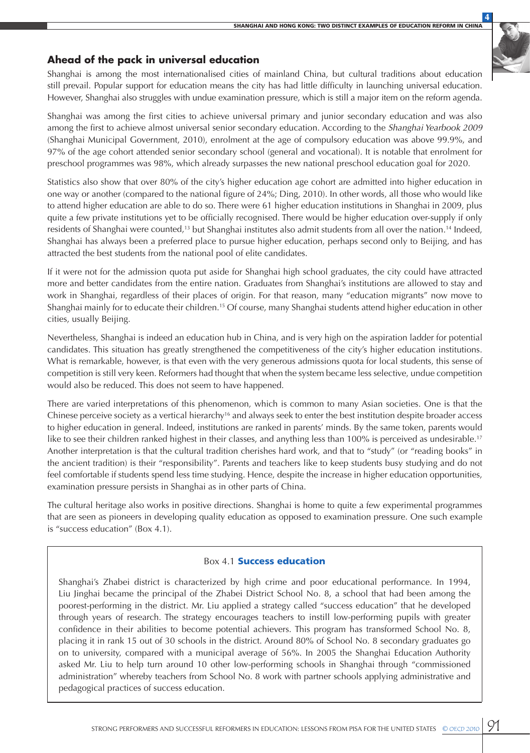## Ahead of the pack in universal education

Shanghai is among the most internationalised cities of mainland China, but cultural traditions about education still prevail. Popular support for education means the city has had little difficulty in launching universal education. However, Shanghai also struggles with undue examination pressure, which is still a major item on the reform agenda.

Shanghai was among the first cities to achieve universal primary and junior secondary education and was also among the first to achieve almost universal senior secondary education. According to the *Shanghai Yearbook 2009* (Shanghai Municipal Government, 2010), enrolment at the age of compulsory education was above 99.9%, and 97% of the age cohort attended senior secondary school (general and vocational). It is notable that enrolment for preschool programmes was 98%, which already surpasses the new national preschool education goal for 2020.

Statistics also show that over 80% of the city's higher education age cohort are admitted into higher education in one way or another (compared to the national figure of 24%; Ding, 2010). In other words, all those who would like to attend higher education are able to do so. There were 61 higher education institutions in Shanghai in 2009, plus quite a few private institutions yet to be officially recognised. There would be higher education over-supply if only residents of Shanghai were counted,[13] but Shanghai institutes also admit students from all over the nation.[14] Indeed, Shanghai has always been a preferred place to pursue higher education, perhaps second only to Beijing, and has attracted the best students from the national pool of elite candidates.

If it were not for the admission quota put aside for Shanghai high school graduates, the city could have attracted more and better candidates from the entire nation. Graduates from Shanghai's institutions are allowed to stay and work in Shanghai, regardless of their places of origin. For that reason, many "education migrants" now move to Shanghai mainly for to educate their children.[15] Of course, many Shanghai students attend higher education in other cities, usually Beijing.

Nevertheless, Shanghai is indeed an education hub in China, and is very high on the aspiration ladder for potential candidates. This situation has greatly strengthened the competitiveness of the city's higher education institutions. What is remarkable, however, is that even with the very generous admissions quota for local students, this sense of competition is still very keen. Reformers had thought that when the system became less selective, undue competition would also be reduced. This does not seem to have happened.

There are varied interpretations of this phenomenon, which is common to many Asian societies. One is that the Chinese perceive society as a vertical hierarchy[16] and always seek to enter the best institution despite broader access to higher education in general. Indeed, institutions are ranked in parents' minds. By the same token, parents would like to see their children ranked highest in their classes, and anything less than 100% is perceived as undesirable.[17] Another interpretation is that the cultural tradition cherishes hard work, and that to "study" (or "reading books" in the ancient tradition) is their "responsibility". Parents and teachers like to keep students busy studying and do not feel comfortable if students spend less time studying. Hence, despite the increase in higher education opportunities, examination pressure persists in Shanghai as in other parts of China.

The cultural heritage also works in positive directions. Shanghai is home to quite a few experimental programmes that are seen as pioneers in developing quality education as opposed to examination pressure. One such example is "success education" (Box 4.1).

### Box 4.1 **Success education**

Shanghai's Zhabei district is characterized by high crime and poor educational performance. In 1994, Liu Jinghai became the principal of the Zhabei District School No. 8, a school that had been among the poorest-performing in the district. Mr. Liu applied a strategy called "success education" that he developed through years of research. The strategy encourages teachers to instill low-performing pupils with greater confidence in their abilities to become potential achievers. This program has transformed School No. 8, placing it in rank 15 out of 30 schools in the district. Around 80% of School No. 8 secondary graduates go on to university, compared with a municipal average of 56%. In 2005 the Shanghai Education Authority asked Mr. Liu to help turn around 10 other low-performing schools in Shanghai through "commissioned administration" whereby teachers from School No. 8 work with partner schools applying administrative and pedagogical practices of success education.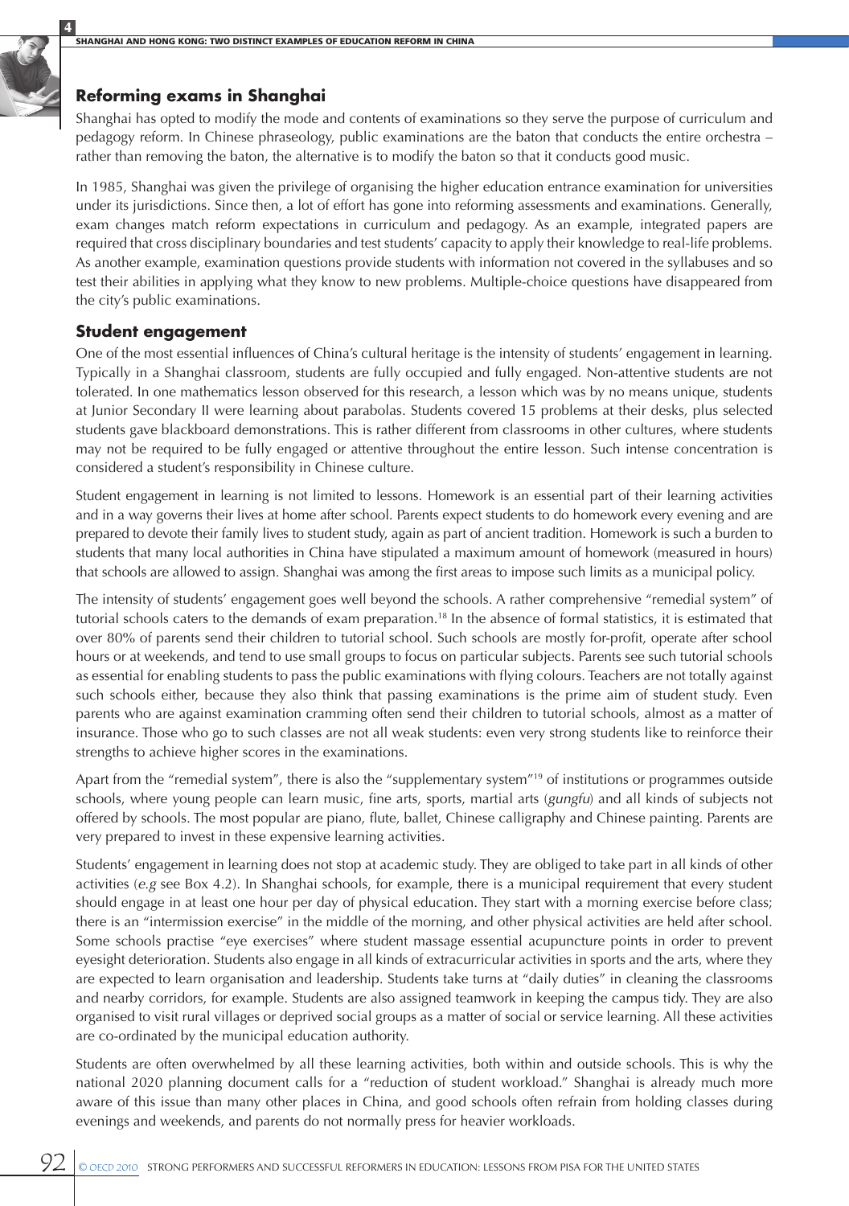## Reforming exams in Shanghai

Shanghai has opted to modify the mode and contents of examinations so they serve the purpose of curriculum and pedagogy reform. In Chinese phraseology, public examinations are the baton that conducts the entire orchestra – rather than removing the baton, the alternative is to modify the baton so that it conducts good music.

In 1985, Shanghai was given the privilege of organising the higher education entrance examination for universities under its jurisdictions. Since then, a lot of effort has gone into reforming assessments and examinations. Generally, exam changes match reform expectations in curriculum and pedagogy. As an example, integrated papers are required that cross disciplinary boundaries and test students' capacity to apply their knowledge to real-life problems. As another example, examination questions provide students with information not covered in the syllabuses and so test their abilities in applying what they know to new problems. Multiple-choice questions have disappeared from the city's public examinations.

## Student engagement

One of the most essential influences of China's cultural heritage is the intensity of students' engagement in learning. Typically in a Shanghai classroom, students are fully occupied and fully engaged. Non-attentive students are not tolerated. In one mathematics lesson observed for this research, a lesson which was by no means unique, students at Junior Secondary II were learning about parabolas. Students covered 15 problems at their desks, plus selected students gave blackboard demonstrations. This is rather different from classrooms in other cultures, where students may not be required to be fully engaged or attentive throughout the entire lesson. Such intense concentration is considered a student's responsibility in Chinese culture.

Student engagement in learning is not limited to lessons. Homework is an essential part of their learning activities and in a way governs their lives at home after school. Parents expect students to do homework every evening and are prepared to devote their family lives to student study, again as part of ancient tradition. Homework is such a burden to students that many local authorities in China have stipulated a maximum amount of homework (measured in hours) that schools are allowed to assign. Shanghai was among the first areas to impose such limits as a municipal policy.

The intensity of students' engagement goes well beyond the schools. A rather comprehensive "remedial system" of tutorial schools caters to the demands of exam preparation.[18] In the absence of formal statistics, it is estimated that over 80% of parents send their children to tutorial school. Such schools are mostly for-profit, operate after school hours or at weekends, and tend to use small groups to focus on particular subjects. Parents see such tutorial schools as essential for enabling students to pass the public examinations with flying colours. Teachers are not totally against such schools either, because they also think that passing examinations is the prime aim of student study. Even parents who are against examination cramming often send their children to tutorial schools, almost as a matter of insurance. Those who go to such classes are not all weak students: even very strong students like to reinforce their strengths to achieve higher scores in the examinations.

Apart from the "remedial system", there is also the "supplementary system"[19] of institutions or programmes outside schools, where young people can learn music, fine arts, sports, martial arts (*gungfu*) and all kinds of subjects not offered by schools. The most popular are piano, flute, ballet, Chinese calligraphy and Chinese painting. Parents are very prepared to invest in these expensive learning activities.

Students' engagement in learning does not stop at academic study. They are obliged to take part in all kinds of other activities (*e.g* see Box 4.2). In Shanghai schools, for example, there is a municipal requirement that every student should engage in at least one hour per day of physical education. They start with a morning exercise before class; there is an "intermission exercise" in the middle of the morning, and other physical activities are held after school. Some schools practise "eye exercises" where student massage essential acupuncture points in order to prevent eyesight deterioration. Students also engage in all kinds of extracurricular activities in sports and the arts, where they are expected to learn organisation and leadership. Students take turns at "daily duties" in cleaning the classrooms and nearby corridors, for example. Students are also assigned teamwork in keeping the campus tidy. They are also organised to visit rural villages or deprived social groups as a matter of social or service learning. All these activities are co-ordinated by the municipal education authority.

Students are often overwhelmed by all these learning activities, both within and outside schools. This is why the national 2020 planning document calls for a "reduction of student workload." Shanghai is already much more aware of this issue than many other places in China, and good schools often refrain from holding classes during evenings and weekends, and parents do not normally press for heavier workloads.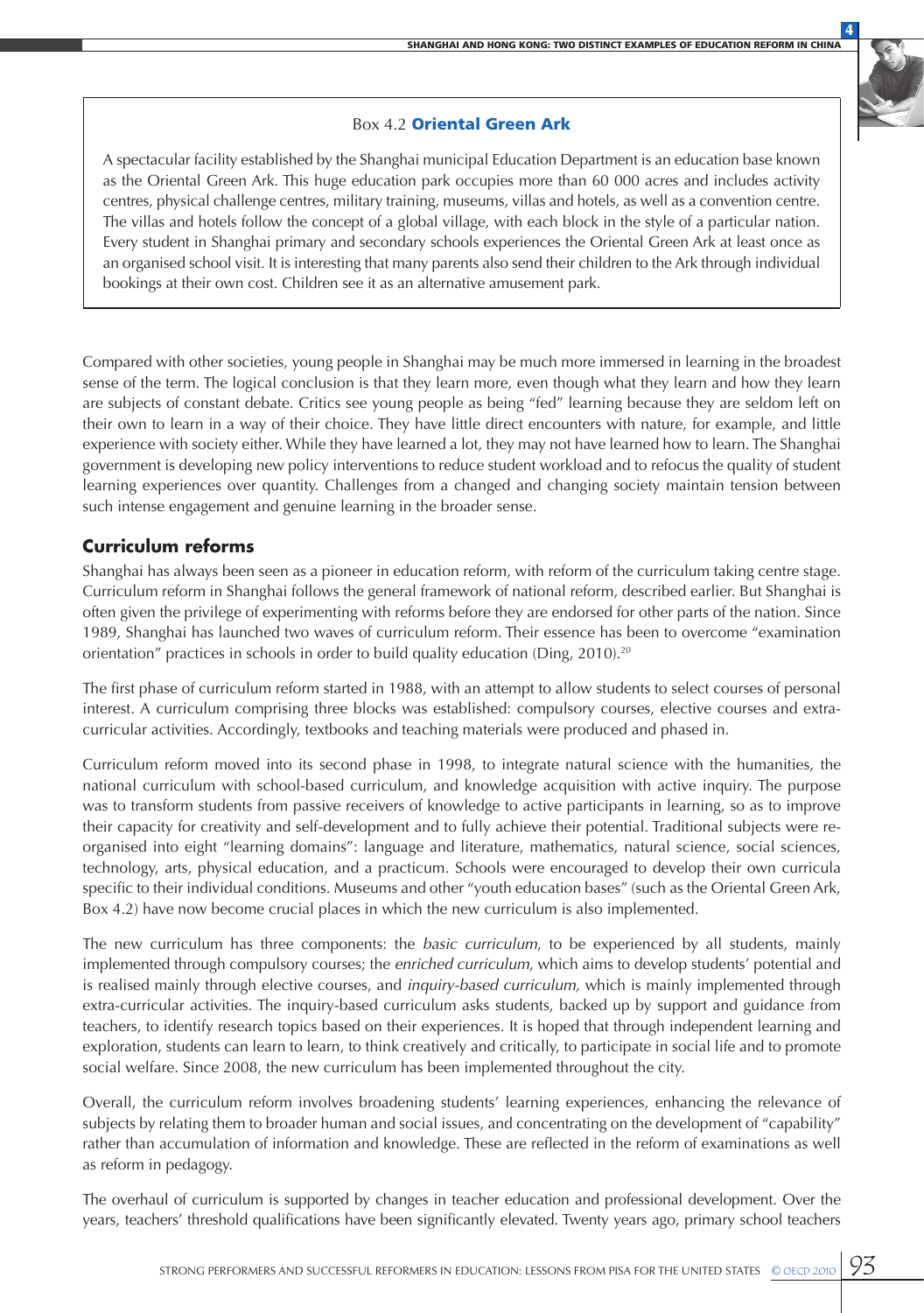> Box 4.2 **Oriental Green Ark**
>
> A spectacular facility established by the Shanghai municipal Education Department is an education base known as the Oriental Green Ark. This huge education park occupies more than 60 000 acres and includes activity centres, physical challenge centres, military training, museums, villas and hotels, as well as a convention centre. The villas and hotels follow the concept of a global village, with each block in the style of a particular nation. Every student in Shanghai primary and secondary schools experiences the Oriental Green Ark at least once as an organised school visit. It is interesting that many parents also send their children to the Ark through individual bookings at their own cost. Children see it as an alternative amusement park.

Compared with other societies, young people in Shanghai may be much more immersed in learning in the broadest sense of the term. The logical conclusion is that they learn more, even though what they learn and how they learn are subjects of constant debate. Critics see young people as being "fed" learning because they are seldom left on their own to learn in a way of their choice. They have little direct encounters with nature, for example, and little experience with society either. While they have learned a lot, they may not have learned how to learn. The Shanghai government is developing new policy interventions to reduce student workload and to refocus the quality of student learning experiences over quantity. Challenges from a changed and changing society maintain tension between such intense engagement and genuine learning in the broader sense.

## Curriculum reforms

Shanghai has always been seen as a pioneer in education reform, with reform of the curriculum taking centre stage. Curriculum reform in Shanghai follows the general framework of national reform, described earlier. But Shanghai is often given the privilege of experimenting with reforms before they are endorsed for other parts of the nation. Since 1989, Shanghai has launched two waves of curriculum reform. Their essence has been to overcome "examination orientation" practices in schools in order to build quality education (Ding, 2010).[20]

The first phase of curriculum reform started in 1988, with an attempt to allow students to select courses of personal interest. A curriculum comprising three blocks was established: compulsory courses, elective courses and extra-curricular activities. Accordingly, textbooks and teaching materials were produced and phased in.

Curriculum reform moved into its second phase in 1998, to integrate natural science with the humanities, the national curriculum with school-based curriculum, and knowledge acquisition with active inquiry. The purpose was to transform students from passive receivers of knowledge to active participants in learning, so as to improve their capacity for creativity and self-development and to fully achieve their potential. Traditional subjects were re-organised into eight "learning domains": language and literature, mathematics, natural science, social sciences, technology, arts, physical education, and a practicum. Schools were encouraged to develop their own curricula specific to their individual conditions. Museums and other "youth education bases" (such as the Oriental Green Ark, Box 4.2) have now become crucial places in which the new curriculum is also implemented.

The new curriculum has three components: the *basic curriculum*, to be experienced by all students, mainly implemented through compulsory courses; the *enriched curriculum*, which aims to develop students' potential and is realised mainly through elective courses, and *inquiry-based curriculum,* which is mainly implemented through extra-curricular activities. The inquiry-based curriculum asks students, backed up by support and guidance from teachers, to identify research topics based on their experiences. It is hoped that through independent learning and exploration, students can learn to learn, to think creatively and critically, to participate in social life and to promote social welfare. Since 2008, the new curriculum has been implemented throughout the city.

Overall, the curriculum reform involves broadening students' learning experiences, enhancing the relevance of subjects by relating them to broader human and social issues, and concentrating on the development of "capability" rather than accumulation of information and knowledge. These are reflected in the reform of examinations as well as reform in pedagogy.

The overhaul of curriculum is supported by changes in teacher education and professional development. Over the years, teachers' threshold qualifications have been significantly elevated. Twenty years ago, primary school teachers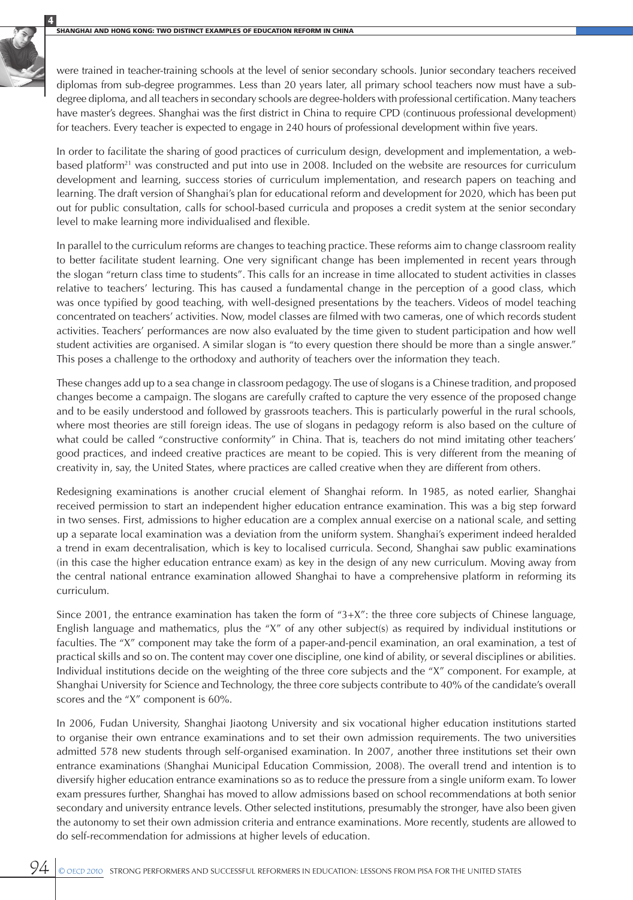were trained in teacher-training schools at the level of senior secondary schools. Junior secondary teachers received diplomas from sub-degree programmes. Less than 20 years later, all primary school teachers now must have a sub-degree diploma, and all teachers in secondary schools are degree-holders with professional certification. Many teachers have master's degrees. Shanghai was the first district in China to require CPD (continuous professional development) for teachers. Every teacher is expected to engage in 240 hours of professional development within five years.

In order to facilitate the sharing of good practices of curriculum design, development and implementation, a web-based platform[21] was constructed and put into use in 2008. Included on the website are resources for curriculum development and learning, success stories of curriculum implementation, and research papers on teaching and learning. The draft version of Shanghai's plan for educational reform and development for 2020, which has been put out for public consultation, calls for school-based curricula and proposes a credit system at the senior secondary level to make learning more individualised and flexible.

In parallel to the curriculum reforms are changes to teaching practice. These reforms aim to change classroom reality to better facilitate student learning. One very significant change has been implemented in recent years through the slogan "return class time to students". This calls for an increase in time allocated to student activities in classes relative to teachers' lecturing. This has caused a fundamental change in the perception of a good class, which was once typified by good teaching, with well-designed presentations by the teachers. Videos of model teaching concentrated on teachers' activities. Now, model classes are filmed with two cameras, one of which records student activities. Teachers' performances are now also evaluated by the time given to student participation and how well student activities are organised. A similar slogan is "to every question there should be more than a single answer." This poses a challenge to the orthodoxy and authority of teachers over the information they teach.

These changes add up to a sea change in classroom pedagogy. The use of slogans is a Chinese tradition, and proposed changes become a campaign. The slogans are carefully crafted to capture the very essence of the proposed change and to be easily understood and followed by grassroots teachers. This is particularly powerful in the rural schools, where most theories are still foreign ideas. The use of slogans in pedagogy reform is also based on the culture of what could be called "constructive conformity" in China. That is, teachers do not mind imitating other teachers' good practices, and indeed creative practices are meant to be copied. This is very different from the meaning of creativity in, say, the United States, where practices are called creative when they are different from others.

Redesigning examinations is another crucial element of Shanghai reform. In 1985, as noted earlier, Shanghai received permission to start an independent higher education entrance examination. This was a big step forward in two senses. First, admissions to higher education are a complex annual exercise on a national scale, and setting up a separate local examination was a deviation from the uniform system. Shanghai's experiment indeed heralded a trend in exam decentralisation, which is key to localised curricula. Second, Shanghai saw public examinations (in this case the higher education entrance exam) as key in the design of any new curriculum. Moving away from the central national entrance examination allowed Shanghai to have a comprehensive platform in reforming its curriculum.

Since 2001, the entrance examination has taken the form of "3+X": the three core subjects of Chinese language, English language and mathematics, plus the "X" of any other subject(s) as required by individual institutions or faculties. The "X" component may take the form of a paper-and-pencil examination, an oral examination, a test of practical skills and so on. The content may cover one discipline, one kind of ability, or several disciplines or abilities. Individual institutions decide on the weighting of the three core subjects and the "X" component. For example, at Shanghai University for Science and Technology, the three core subjects contribute to 40% of the candidate's overall scores and the "X" component is 60%.

In 2006, Fudan University, Shanghai Jiaotong University and six vocational higher education institutions started to organise their own entrance examinations and to set their own admission requirements. The two universities admitted 578 new students through self-organised examination. In 2007, another three institutions set their own entrance examinations (Shanghai Municipal Education Commission, 2008). The overall trend and intention is to diversify higher education entrance examinations so as to reduce the pressure from a single uniform exam. To lower exam pressures further, Shanghai has moved to allow admissions based on school recommendations at both senior secondary and university entrance levels. Other selected institutions, presumably the stronger, have also been given the autonomy to set their own admission criteria and entrance examinations. More recently, students are allowed to do self-recommendation for admissions at higher levels of education.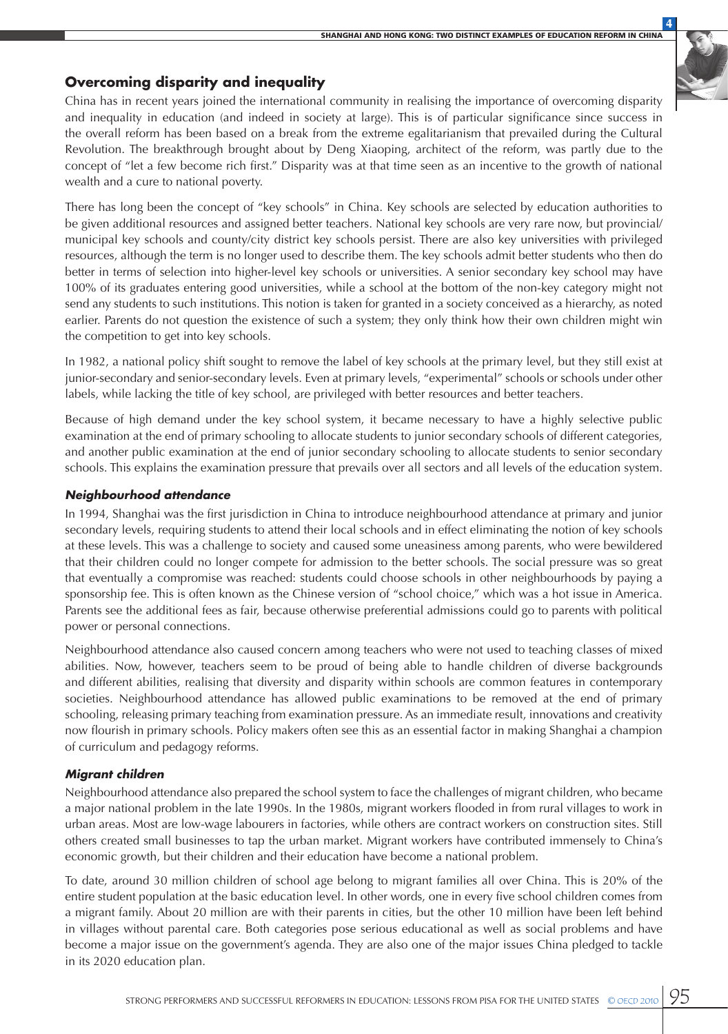## Overcoming disparity and inequality

China has in recent years joined the international community in realising the importance of overcoming disparity and inequality in education (and indeed in society at large). This is of particular significance since success in the overall reform has been based on a break from the extreme egalitarianism that prevailed during the Cultural Revolution. The breakthrough brought about by Deng Xiaoping, architect of the reform, was partly due to the concept of "let a few become rich first." Disparity was at that time seen as an incentive to the growth of national wealth and a cure to national poverty.

There has long been the concept of "key schools" in China. Key schools are selected by education authorities to be given additional resources and assigned better teachers. National key schools are very rare now, but provincial/municipal key schools and county/city district key schools persist. There are also key universities with privileged resources, although the term is no longer used to describe them. The key schools admit better students who then do better in terms of selection into higher-level key schools or universities. A senior secondary key school may have 100% of its graduates entering good universities, while a school at the bottom of the non-key category might not send any students to such institutions. This notion is taken for granted in a society conceived as a hierarchy, as noted earlier. Parents do not question the existence of such a system; they only think how their own children might win the competition to get into key schools.

In 1982, a national policy shift sought to remove the label of key schools at the primary level, but they still exist at junior-secondary and senior-secondary levels. Even at primary levels, "experimental" schools or schools under other labels, while lacking the title of key school, are privileged with better resources and better teachers.

Because of high demand under the key school system, it became necessary to have a highly selective public examination at the end of primary schooling to allocate students to junior secondary schools of different categories, and another public examination at the end of junior secondary schooling to allocate students to senior secondary schools. This explains the examination pressure that prevails over all sectors and all levels of the education system.

### *Neighbourhood attendance*

In 1994, Shanghai was the first jurisdiction in China to introduce neighbourhood attendance at primary and junior secondary levels, requiring students to attend their local schools and in effect eliminating the notion of key schools at these levels. This was a challenge to society and caused some uneasiness among parents, who were bewildered that their children could no longer compete for admission to the better schools. The social pressure was so great that eventually a compromise was reached: students could choose schools in other neighbourhoods by paying a sponsorship fee. This is often known as the Chinese version of "school choice," which was a hot issue in America. Parents see the additional fees as fair, because otherwise preferential admissions could go to parents with political power or personal connections.

Neighbourhood attendance also caused concern among teachers who were not used to teaching classes of mixed abilities. Now, however, teachers seem to be proud of being able to handle children of diverse backgrounds and different abilities, realising that diversity and disparity within schools are common features in contemporary societies. Neighbourhood attendance has allowed public examinations to be removed at the end of primary schooling, releasing primary teaching from examination pressure. As an immediate result, innovations and creativity now flourish in primary schools. Policy makers often see this as an essential factor in making Shanghai a champion of curriculum and pedagogy reforms.

### *Migrant children*

Neighbourhood attendance also prepared the school system to face the challenges of migrant children, who became a major national problem in the late 1990s. In the 1980s, migrant workers flooded in from rural villages to work in urban areas. Most are low-wage labourers in factories, while others are contract workers on construction sites. Still others created small businesses to tap the urban market. Migrant workers have contributed immensely to China's economic growth, but their children and their education have become a national problem.

To date, around 30 million children of school age belong to migrant families all over China. This is 20% of the entire student population at the basic education level. In other words, one in every five school children comes from a migrant family. About 20 million are with their parents in cities, but the other 10 million have been left behind in villages without parental care. Both categories pose serious educational as well as social problems and have become a major issue on the government's agenda. They are also one of the major issues China pledged to tackle in its 2020 education plan.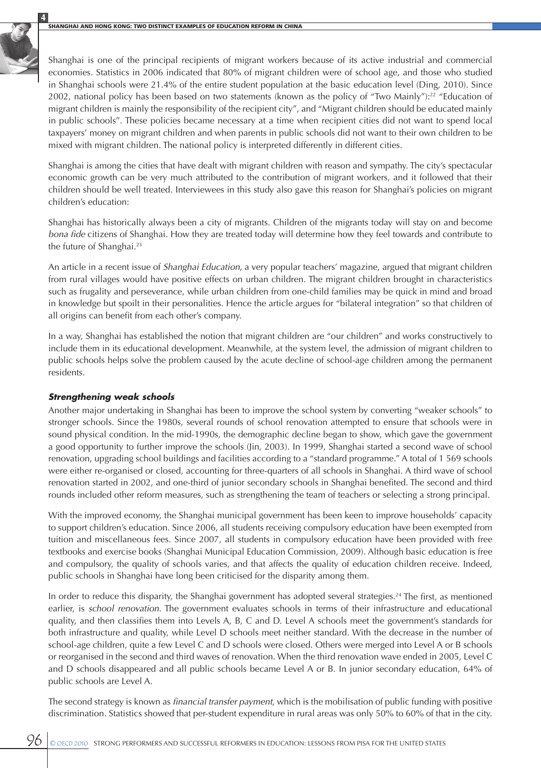Shanghai is one of the principal recipients of migrant workers because of its active industrial and commercial economies. Statistics in 2006 indicated that 80% of migrant children were of school age, and those who studied in Shanghai schools were 21.4% of the entire student population at the basic education level (Ding, 2010). Since 2002, national policy has been based on two statements (known as the policy of "Two Mainly"):[22] "Education of migrant children is mainly the responsibility of the recipient city", and "Migrant children should be educated mainly in public schools". These policies became necessary at a time when recipient cities did not want to spend local taxpayers' money on migrant children and when parents in public schools did not want to their own children to be mixed with migrant children. The national policy is interpreted differently in different cities.

Shanghai is among the cities that have dealt with migrant children with reason and sympathy. The city's spectacular economic growth can be very much attributed to the contribution of migrant workers, and it followed that their children should be well treated. Interviewees in this study also gave this reason for Shanghai's policies on migrant children's education:

Shanghai has historically always been a city of migrants. Children of the migrants today will stay on and become *bona fide* citizens of Shanghai. How they are treated today will determine how they feel towards and contribute to the future of Shanghai.[23]

An article in a recent issue of *Shanghai Education*, a very popular teachers' magazine, argued that migrant children from rural villages would have positive effects on urban children. The migrant children brought in characteristics such as frugality and perseverance, while urban children from one-child families may be quick in mind and broad in knowledge but spoilt in their personalities. Hence the article argues for "bilateral integration" so that children of all origins can benefit from each other's company.

In a way, Shanghai has established the notion that migrant children are "our children" and works constructively to include them in its educational development. Meanwhile, at the system level, the admission of migrant children to public schools helps solve the problem caused by the acute decline of school-age children among the permanent residents.

### *Strengthening weak schools*

Another major undertaking in Shanghai has been to improve the school system by converting "weaker schools" to stronger schools. Since the 1980s, several rounds of school renovation attempted to ensure that schools were in sound physical condition. In the mid-1990s, the demographic decline began to show, which gave the government a good opportunity to further improve the schools (Jin, 2003). In 1999, Shanghai started a second wave of school renovation, upgrading school buildings and facilities according to a "standard programme." A total of 1 569 schools were either re-organised or closed, accounting for three-quarters of all schools in Shanghai. A third wave of school renovation started in 2002, and one-third of junior secondary schools in Shanghai benefited. The second and third rounds included other reform measures, such as strengthening the team of teachers or selecting a strong principal.

With the improved economy, the Shanghai municipal government has been keen to improve households' capacity to support children's education. Since 2006, all students receiving compulsory education have been exempted from tuition and miscellaneous fees. Since 2007, all students in compulsory education have been provided with free textbooks and exercise books (Shanghai Municipal Education Commission, 2009). Although basic education is free and compulsory, the quality of schools varies, and that affects the quality of education children receive. Indeed, public schools in Shanghai have long been criticised for the disparity among them.

In order to reduce this disparity, the Shanghai government has adopted several strategies.[24] The first, as mentioned earlier, is *school renovation*. The government evaluates schools in terms of their infrastructure and educational quality, and then classifies them into Levels A, B, C and D. Level A schools meet the government's standards for both infrastructure and quality, while Level D schools meet neither standard. With the decrease in the number of school-age children, quite a few Level C and D schools were closed. Others were merged into Level A or B schools or reorganised in the second and third waves of renovation. When the third renovation wave ended in 2005, Level C and D schools disappeared and all public schools became Level A or B. In junior secondary education, 64% of public schools are Level A.

The second strategy is known as *financial transfer payment*, which is the mobilisation of public funding with positive discrimination. Statistics showed that per-student expenditure in rural areas was only 50% to 60% of that in the city.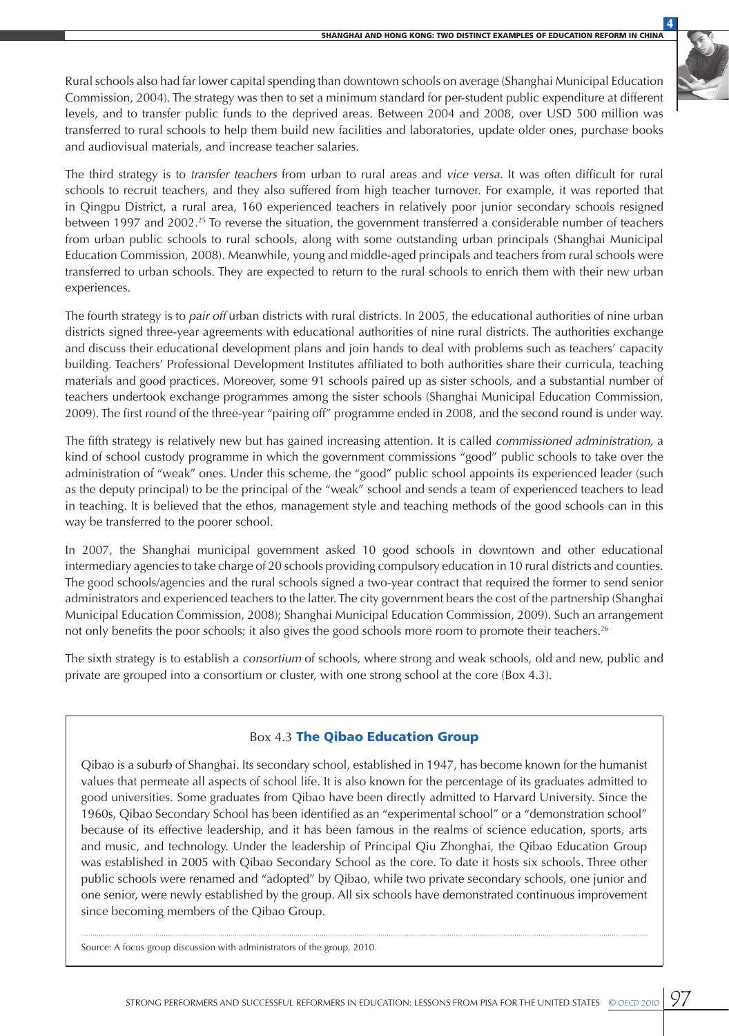Rural schools also had far lower capital spending than downtown schools on average (Shanghai Municipal Education Commission, 2004). The strategy was then to set a minimum standard for per-student public expenditure at different levels, and to transfer public funds to the deprived areas. Between 2004 and 2008, over USD 500 million was transferred to rural schools to help them build new facilities and laboratories, update older ones, purchase books and audiovisual materials, and increase teacher salaries.

The third strategy is to *transfer teachers* from urban to rural areas and *vice versa*. It was often difficult for rural schools to recruit teachers, and they also suffered from high teacher turnover. For example, it was reported that in Qingpu District, a rural area, 160 experienced teachers in relatively poor junior secondary schools resigned between 1997 and 2002.[25] To reverse the situation, the government transferred a considerable number of teachers from urban public schools to rural schools, along with some outstanding urban principals (Shanghai Municipal Education Commission, 2008). Meanwhile, young and middle-aged principals and teachers from rural schools were transferred to urban schools. They are expected to return to the rural schools to enrich them with their new urban experiences.

The fourth strategy is to *pair off* urban districts with rural districts. In 2005, the educational authorities of nine urban districts signed three-year agreements with educational authorities of nine rural districts. The authorities exchange and discuss their educational development plans and join hands to deal with problems such as teachers' capacity building. Teachers' Professional Development Institutes affiliated to both authorities share their curricula, teaching materials and good practices. Moreover, some 91 schools paired up as sister schools, and a substantial number of teachers undertook exchange programmes among the sister schools (Shanghai Municipal Education Commission, 2009). The first round of the three-year "pairing off" programme ended in 2008, and the second round is under way.

The fifth strategy is relatively new but has gained increasing attention. It is called *commissioned administration*, a kind of school custody programme in which the government commissions "good" public schools to take over the administration of "weak" ones. Under this scheme, the "good" public school appoints its experienced leader (such as the deputy principal) to be the principal of the "weak" school and sends a team of experienced teachers to lead in teaching. It is believed that the ethos, management style and teaching methods of the good schools can in this way be transferred to the poorer school.

In 2007, the Shanghai municipal government asked 10 good schools in downtown and other educational intermediary agencies to take charge of 20 schools providing compulsory education in 10 rural districts and counties. The good schools/agencies and the rural schools signed a two-year contract that required the former to send senior administrators and experienced teachers to the latter. The city government bears the cost of the partnership (Shanghai Municipal Education Commission, 2008); Shanghai Municipal Education Commission, 2009). Such an arrangement not only benefits the poor schools; it also gives the good schools more room to promote their teachers.[26]

The sixth strategy is to establish a *consortium* of schools, where strong and weak schools, old and new, public and private are grouped into a consortium or cluster, with one strong school at the core (Box 4.3).

### Box 4.3 **The Qibao Education Group**

Qibao is a suburb of Shanghai. Its secondary school, established in 1947, has become known for the humanist values that permeate all aspects of school life. It is also known for the percentage of its graduates admitted to good universities. Some graduates from Qibao have been directly admitted to Harvard University. Since the 1960s, Qibao Secondary School has been identified as an "experimental school" or a "demonstration school" because of its effective leadership, and it has been famous in the realms of science education, sports, arts and music, and technology. Under the leadership of Principal Qiu Zhonghai, the Qibao Education Group was established in 2005 with Qibao Secondary School as the core. To date it hosts six schools. Three other public schools were renamed and "adopted" by Qibao, while two private secondary schools, one junior and one senior, were newly established by the group. All six schools have demonstrated continuous improvement since becoming members of the Qibao Group.

Source: A focus group discussion with administrators of the group, 2010.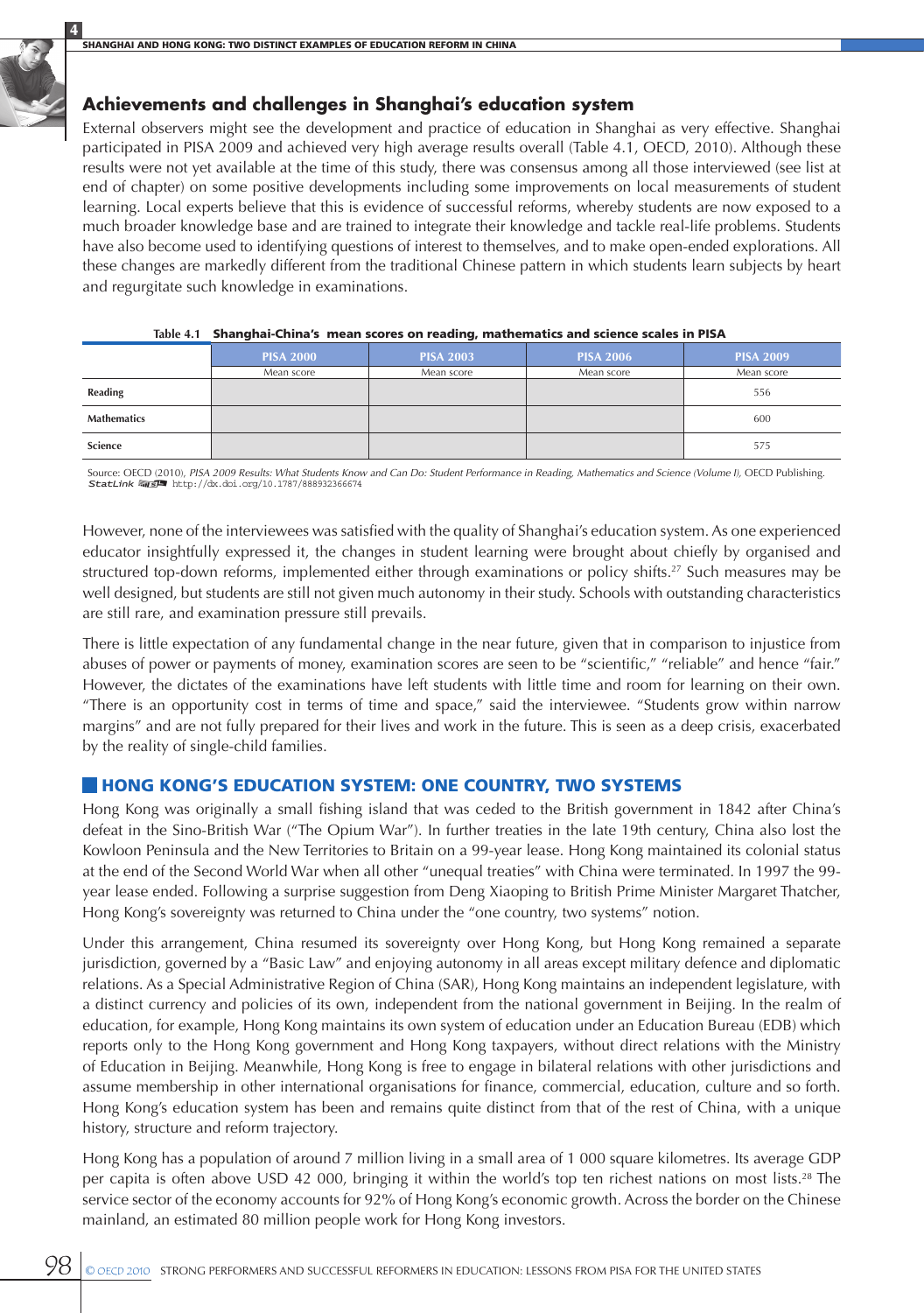## Achievements and challenges in Shanghai's education system

External observers might see the development and practice of education in Shanghai as very effective. Shanghai participated in PISA 2009 and achieved very high average results overall (Table 4.1, OECD, 2010). Although these results were not yet available at the time of this study, there was consensus among all those interviewed (see list at end of chapter) on some positive developments including some improvements on local measurements of student learning. Local experts believe that this is evidence of successful reforms, whereby students are now exposed to a much broader knowledge base and are trained to integrate their knowledge and tackle real-life problems. Students have also become used to identifying questions of interest to themselves, and to make open-ended explorations. All these changes are markedly different from the traditional Chinese pattern in which students learn subjects by heart and regurgitate such knowledge in examinations.

**Table 4.1 Shanghai-China's mean scores on reading, mathematics and science scales in PISA**

| | PISA 2000 | PISA 2003 | PISA 2006 | PISA 2009 |
|---|---|---|---|---|
| | Mean score | Mean score | Mean score | Mean score |
| **Reading** | | | | 556 |
| **Mathematics** | | | | 600 |
| **Science** | | | | 575 |

Source: OECD (2010), *PISA 2009 Results: What Students Know and Can Do: Student Performance in Reading, Mathematics and Science (Volume I)*, OECD Publishing.
StatLink http://dx.doi.org/10.1787/888932366674

However, none of the interviewees was satisfied with the quality of Shanghai's education system. As one experienced educator insightfully expressed it, the changes in student learning were brought about chiefly by organised and structured top-down reforms, implemented either through examinations or policy shifts.[27] Such measures may be well designed, but students are still not given much autonomy in their study. Schools with outstanding characteristics are still rare, and examination pressure still prevails.

There is little expectation of any fundamental change in the near future, given that in comparison to injustice from abuses of power or payments of money, examination scores are seen to be "scientific," "reliable" and hence "fair." However, the dictates of the examinations have left students with little time and room for learning on their own. "There is an opportunity cost in terms of time and space," said the interviewee. "Students grow within narrow margins" and are not fully prepared for their lives and work in the future. This is seen as a deep crisis, exacerbated by the reality of single-child families.

## HONG KONG'S EDUCATION SYSTEM: ONE COUNTRY, TWO SYSTEMS

Hong Kong was originally a small fishing island that was ceded to the British government in 1842 after China's defeat in the Sino-British War ("The Opium War"). In further treaties in the late 19th century, China also lost the Kowloon Peninsula and the New Territories to Britain on a 99-year lease. Hong Kong maintained its colonial status at the end of the Second World War when all other "unequal treaties" with China were terminated. In 1997 the 99-year lease ended. Following a surprise suggestion from Deng Xiaoping to British Prime Minister Margaret Thatcher, Hong Kong's sovereignty was returned to China under the "one country, two systems" notion.

Under this arrangement, China resumed its sovereignty over Hong Kong, but Hong Kong remained a separate jurisdiction, governed by a "Basic Law" and enjoying autonomy in all areas except military defence and diplomatic relations. As a Special Administrative Region of China (SAR), Hong Kong maintains an independent legislature, with a distinct currency and policies of its own, independent from the national government in Beijing. In the realm of education, for example, Hong Kong maintains its own system of education under an Education Bureau (EDB) which reports only to the Hong Kong government and Hong Kong taxpayers, without direct relations with the Ministry of Education in Beijing. Meanwhile, Hong Kong is free to engage in bilateral relations with other jurisdictions and assume membership in other international organisations for finance, commercial, education, culture and so forth. Hong Kong's education system has been and remains quite distinct from that of the rest of China, with a unique history, structure and reform trajectory.

Hong Kong has a population of around 7 million living in a small area of 1 000 square kilometres. Its average GDP per capita is often above USD 42 000, bringing it within the world's top ten richest nations on most lists.[28] The service sector of the economy accounts for 92% of Hong Kong's economic growth. Across the border on the Chinese mainland, an estimated 80 million people work for Hong Kong investors.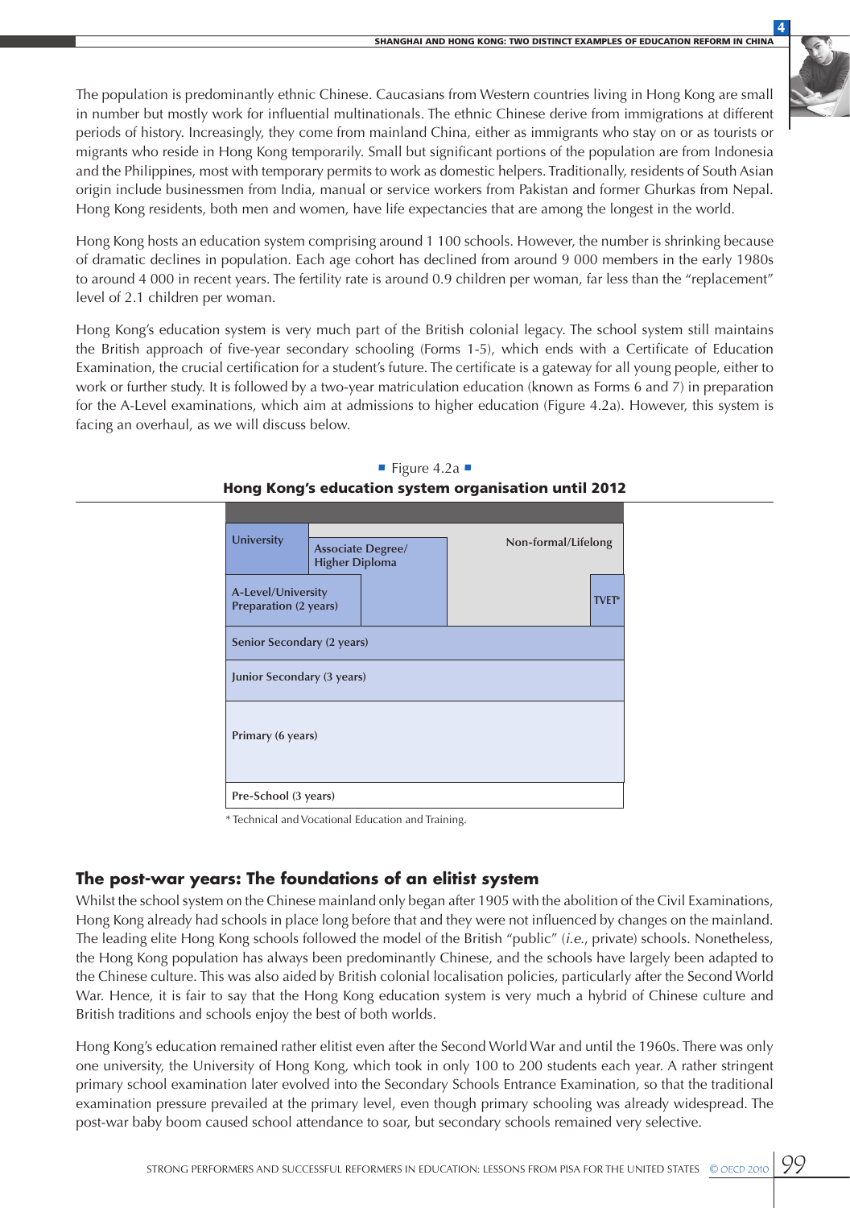The population is predominantly ethnic Chinese. Caucasians from Western countries living in Hong Kong are small in number but mostly work for influential multinationals. The ethnic Chinese derive from immigrations at different periods of history. Increasingly, they come from mainland China, either as immigrants who stay on or as tourists or migrants who reside in Hong Kong temporarily. Small but significant portions of the population are from Indonesia and the Philippines, most with temporary permits to work as domestic helpers. Traditionally, residents of South Asian origin include businessmen from India, manual or service workers from Pakistan and former Ghurkas from Nepal. Hong Kong residents, both men and women, have life expectancies that are among the longest in the world.

Hong Kong hosts an education system comprising around 1 100 schools. However, the number is shrinking because of dramatic declines in population. Each age cohort has declined from around 9 000 members in the early 1980s to around 4 000 in recent years. The fertility rate is around 0.9 children per woman, far less than the "replacement" level of 2.1 children per woman.

Hong Kong's education system is very much part of the British colonial legacy. The school system still maintains the British approach of five-year secondary schooling (Forms 1-5), which ends with a Certificate of Education Examination, the crucial certification for a student's future. The certificate is a gateway for all young people, either to work or further study. It is followed by a two-year matriculation education (known as Forms 6 and 7) in preparation for the A-Level examinations, which aim at admissions to higher education (Figure 4.2a). However, this system is facing an overhaul, as we will discuss below.

■ Figure 4.2a ■

**Hong Kong's education system organisation until 2012**

| | | |
|---|---|---|
| University | Associate Degree/ Higher Diploma | Non-formal/Lifelong |
| A-Level/University Preparation (2 years) | | TVET* |
| Senior Secondary (2 years) | | |
| Junior Secondary (3 years) | | |
| Primary (6 years) | | |
| Pre-School (3 years) | | |

\* Technical and Vocational Education and Training.

## The post-war years: The foundations of an elitist system

Whilst the school system on the Chinese mainland only began after 1905 with the abolition of the Civil Examinations, Hong Kong already had schools in place long before that and they were not influenced by changes on the mainland. The leading elite Hong Kong schools followed the model of the British "public" (*i.e.*, private) schools. Nonetheless, the Hong Kong population has always been predominantly Chinese, and the schools have largely been adapted to the Chinese culture. This was also aided by British colonial localisation policies, particularly after the Second World War. Hence, it is fair to say that the Hong Kong education system is very much a hybrid of Chinese culture and British traditions and schools enjoy the best of both worlds.

Hong Kong's education remained rather elitist even after the Second World War and until the 1960s. There was only one university, the University of Hong Kong, which took in only 100 to 200 students each year. A rather stringent primary school examination later evolved into the Secondary Schools Entrance Examination, so that the traditional examination pressure prevailed at the primary level, even though primary schooling was already widespread. The post-war baby boom caused school attendance to soar, but secondary schools remained very selective.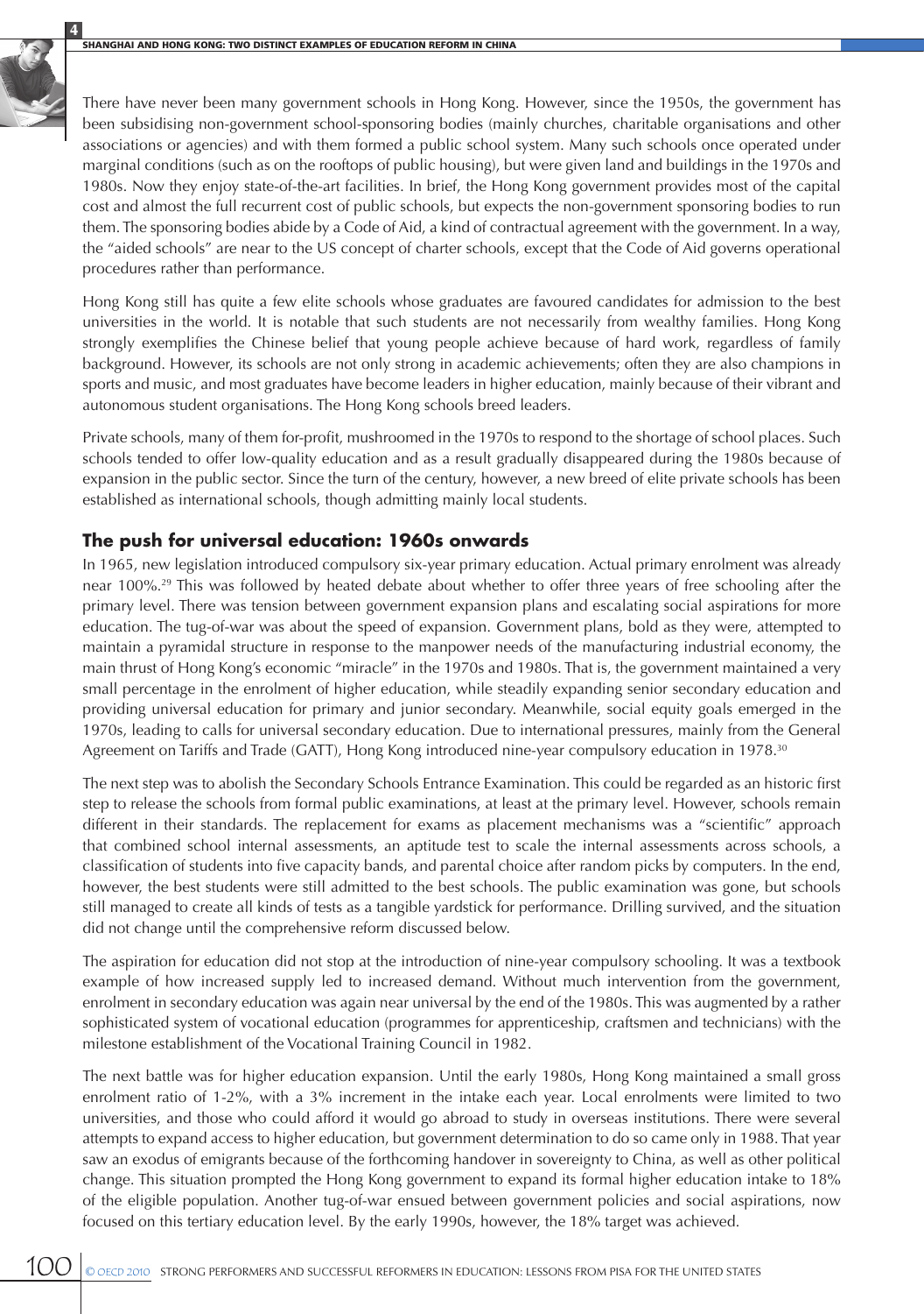There have never been many government schools in Hong Kong. However, since the 1950s, the government has been subsidising non-government school-sponsoring bodies (mainly churches, charitable organisations and other associations or agencies) and with them formed a public school system. Many such schools once operated under marginal conditions (such as on the rooftops of public housing), but were given land and buildings in the 1970s and 1980s. Now they enjoy state-of-the-art facilities. In brief, the Hong Kong government provides most of the capital cost and almost the full recurrent cost of public schools, but expects the non-government sponsoring bodies to run them. The sponsoring bodies abide by a Code of Aid, a kind of contractual agreement with the government. In a way, the "aided schools" are near to the US concept of charter schools, except that the Code of Aid governs operational procedures rather than performance.

Hong Kong still has quite a few elite schools whose graduates are favoured candidates for admission to the best universities in the world. It is notable that such students are not necessarily from wealthy families. Hong Kong strongly exemplifies the Chinese belief that young people achieve because of hard work, regardless of family background. However, its schools are not only strong in academic achievements; often they are also champions in sports and music, and most graduates have become leaders in higher education, mainly because of their vibrant and autonomous student organisations. The Hong Kong schools breed leaders.

Private schools, many of them for-profit, mushroomed in the 1970s to respond to the shortage of school places. Such schools tended to offer low-quality education and as a result gradually disappeared during the 1980s because of expansion in the public sector. Since the turn of the century, however, a new breed of elite private schools has been established as international schools, though admitting mainly local students.

## The push for universal education: 1960s onwards

In 1965, new legislation introduced compulsory six-year primary education. Actual primary enrolment was already near 100%.[29] This was followed by heated debate about whether to offer three years of free schooling after the primary level. There was tension between government expansion plans and escalating social aspirations for more education. The tug-of-war was about the speed of expansion. Government plans, bold as they were, attempted to maintain a pyramidal structure in response to the manpower needs of the manufacturing industrial economy, the main thrust of Hong Kong's economic "miracle" in the 1970s and 1980s. That is, the government maintained a very small percentage in the enrolment of higher education, while steadily expanding senior secondary education and providing universal education for primary and junior secondary. Meanwhile, social equity goals emerged in the 1970s, leading to calls for universal secondary education. Due to international pressures, mainly from the General Agreement on Tariffs and Trade (GATT), Hong Kong introduced nine-year compulsory education in 1978.[30]

The next step was to abolish the Secondary Schools Entrance Examination. This could be regarded as an historic first step to release the schools from formal public examinations, at least at the primary level. However, schools remain different in their standards. The replacement for exams as placement mechanisms was a "scientific" approach that combined school internal assessments, an aptitude test to scale the internal assessments across schools, a classification of students into five capacity bands, and parental choice after random picks by computers. In the end, however, the best students were still admitted to the best schools. The public examination was gone, but schools still managed to create all kinds of tests as a tangible yardstick for performance. Drilling survived, and the situation did not change until the comprehensive reform discussed below.

The aspiration for education did not stop at the introduction of nine-year compulsory schooling. It was a textbook example of how increased supply led to increased demand. Without much intervention from the government, enrolment in secondary education was again near universal by the end of the 1980s. This was augmented by a rather sophisticated system of vocational education (programmes for apprenticeship, craftsmen and technicians) with the milestone establishment of the Vocational Training Council in 1982.

The next battle was for higher education expansion. Until the early 1980s, Hong Kong maintained a small gross enrolment ratio of 1-2%, with a 3% increment in the intake each year. Local enrolments were limited to two universities, and those who could afford it would go abroad to study in overseas institutions. There were several attempts to expand access to higher education, but government determination to do so came only in 1988. That year saw an exodus of emigrants because of the forthcoming handover in sovereignty to China, as well as other political change. This situation prompted the Hong Kong government to expand its formal higher education intake to 18% of the eligible population. Another tug-of-war ensued between government policies and social aspirations, now focused on this tertiary education level. By the early 1990s, however, the 18% target was achieved.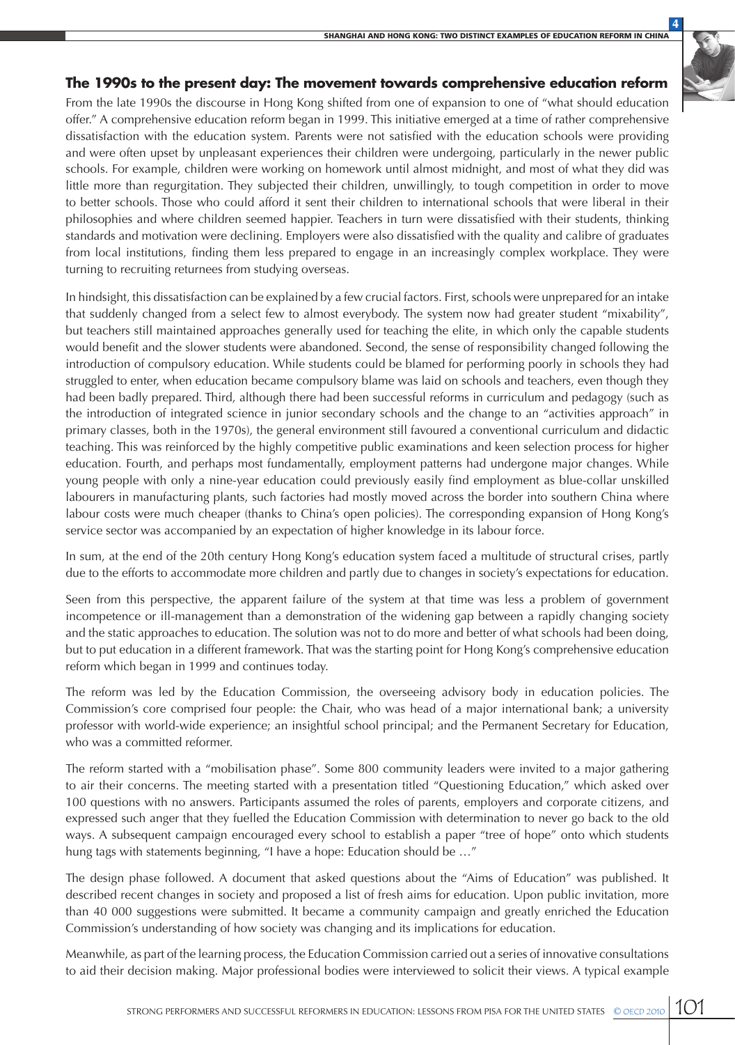## The 1990s to the present day: The movement towards comprehensive education reform

From the late 1990s the discourse in Hong Kong shifted from one of expansion to one of "what should education offer." A comprehensive education reform began in 1999. This initiative emerged at a time of rather comprehensive dissatisfaction with the education system. Parents were not satisfied with the education schools were providing and were often upset by unpleasant experiences their children were undergoing, particularly in the newer public schools. For example, children were working on homework until almost midnight, and most of what they did was little more than regurgitation. They subjected their children, unwillingly, to tough competition in order to move to better schools. Those who could afford it sent their children to international schools that were liberal in their philosophies and where children seemed happier. Teachers in turn were dissatisfied with their students, thinking standards and motivation were declining. Employers were also dissatisfied with the quality and calibre of graduates from local institutions, finding them less prepared to engage in an increasingly complex workplace. They were turning to recruiting returnees from studying overseas.

In hindsight, this dissatisfaction can be explained by a few crucial factors. First, schools were unprepared for an intake that suddenly changed from a select few to almost everybody. The system now had greater student "mixability", but teachers still maintained approaches generally used for teaching the elite, in which only the capable students would benefit and the slower students were abandoned. Second, the sense of responsibility changed following the introduction of compulsory education. While students could be blamed for performing poorly in schools they had struggled to enter, when education became compulsory blame was laid on schools and teachers, even though they had been badly prepared. Third, although there had been successful reforms in curriculum and pedagogy (such as the introduction of integrated science in junior secondary schools and the change to an "activities approach" in primary classes, both in the 1970s), the general environment still favoured a conventional curriculum and didactic teaching. This was reinforced by the highly competitive public examinations and keen selection process for higher education. Fourth, and perhaps most fundamentally, employment patterns had undergone major changes. While young people with only a nine-year education could previously easily find employment as blue-collar unskilled labourers in manufacturing plants, such factories had mostly moved across the border into southern China where labour costs were much cheaper (thanks to China's open policies). The corresponding expansion of Hong Kong's service sector was accompanied by an expectation of higher knowledge in its labour force.

In sum, at the end of the 20th century Hong Kong's education system faced a multitude of structural crises, partly due to the efforts to accommodate more children and partly due to changes in society's expectations for education.

Seen from this perspective, the apparent failure of the system at that time was less a problem of government incompetence or ill-management than a demonstration of the widening gap between a rapidly changing society and the static approaches to education. The solution was not to do more and better of what schools had been doing, but to put education in a different framework. That was the starting point for Hong Kong's comprehensive education reform which began in 1999 and continues today.

The reform was led by the Education Commission, the overseeing advisory body in education policies. The Commission's core comprised four people: the Chair, who was head of a major international bank; a university professor with world-wide experience; an insightful school principal; and the Permanent Secretary for Education, who was a committed reformer.

The reform started with a "mobilisation phase". Some 800 community leaders were invited to a major gathering to air their concerns. The meeting started with a presentation titled "Questioning Education," which asked over 100 questions with no answers. Participants assumed the roles of parents, employers and corporate citizens, and expressed such anger that they fuelled the Education Commission with determination to never go back to the old ways. A subsequent campaign encouraged every school to establish a paper "tree of hope" onto which students hung tags with statements beginning, "I have a hope: Education should be …"

The design phase followed. A document that asked questions about the "Aims of Education" was published. It described recent changes in society and proposed a list of fresh aims for education. Upon public invitation, more than 40 000 suggestions were submitted. It became a community campaign and greatly enriched the Education Commission's understanding of how society was changing and its implications for education.

Meanwhile, as part of the learning process, the Education Commission carried out a series of innovative consultations to aid their decision making. Major professional bodies were interviewed to solicit their views. A typical example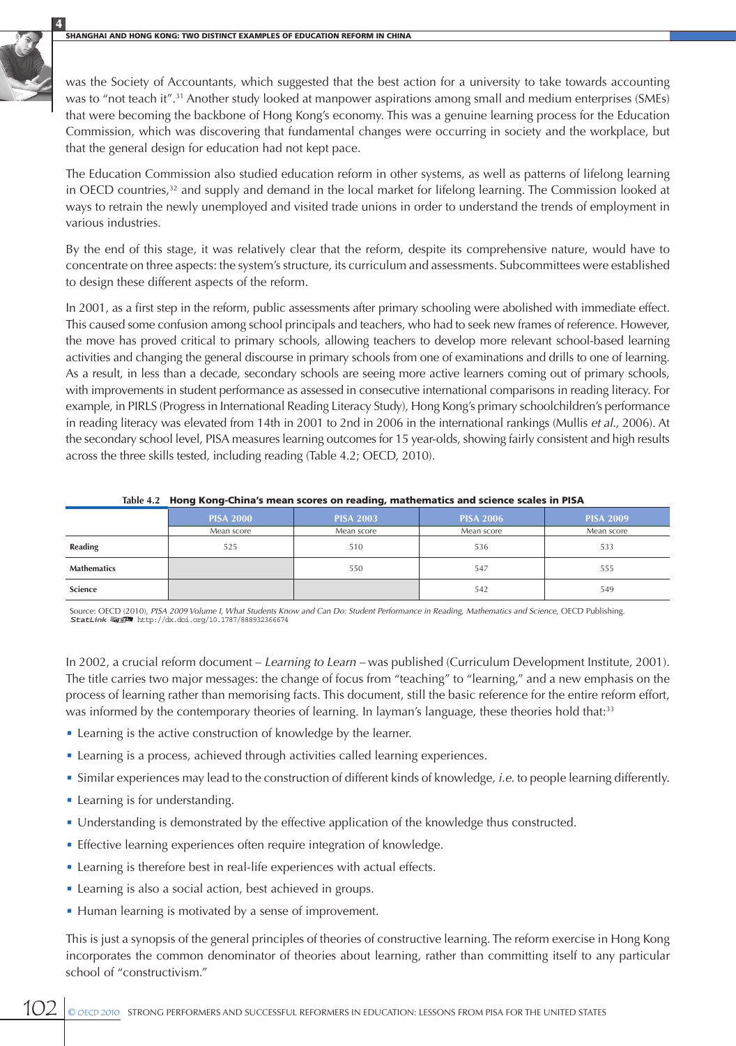was the Society of Accountants, which suggested that the best action for a university to take towards accounting was to "not teach it".[31] Another study looked at manpower aspirations among small and medium enterprises (SMEs) that were becoming the backbone of Hong Kong's economy. This was a genuine learning process for the Education Commission, which was discovering that fundamental changes were occurring in society and the workplace, but that the general design for education had not kept pace.

The Education Commission also studied education reform in other systems, as well as patterns of lifelong learning in OECD countries,[32] and supply and demand in the local market for lifelong learning. The Commission looked at ways to retrain the newly unemployed and visited trade unions in order to understand the trends of employment in various industries.

By the end of this stage, it was relatively clear that the reform, despite its comprehensive nature, would have to concentrate on three aspects: the system's structure, its curriculum and assessments. Subcommittees were established to design these different aspects of the reform.

In 2001, as a first step in the reform, public assessments after primary schooling were abolished with immediate effect. This caused some confusion among school principals and teachers, who had to seek new frames of reference. However, the move has proved critical to primary schools, allowing teachers to develop more relevant school-based learning activities and changing the general discourse in primary schools from one of examinations and drills to one of learning. As a result, in less than a decade, secondary schools are seeing more active learners coming out of primary schools, with improvements in student performance as assessed in consecutive international comparisons in reading literacy. For example, in PIRLS (Progress in International Reading Literacy Study), Hong Kong's primary schoolchildren's performance in reading literacy was elevated from 14th in 2001 to 2nd in 2006 in the international rankings (Mullis *et al.,* 2006). At the secondary school level, PISA measures learning outcomes for 15 year-olds, showing fairly consistent and high results across the three skills tested, including reading (Table 4.2; OECD, 2010).

**Table 4.2 Hong Kong-China's mean scores on reading, mathematics and science scales in PISA**

| | PISA 2000 | PISA 2003 | PISA 2006 | PISA 2009 |
|---|---|---|---|---|
| | Mean score | Mean score | Mean score | Mean score |
| **Reading** | 525 | 510 | 536 | 533 |
| **Mathematics** | | 550 | 547 | 555 |
| **Science** | | | 542 | 549 |

Source: OECD (2010), *PISA 2009 Volume I, What Students Know and Can Do: Student Performance in Reading, Mathematics and Science*, OECD Publishing.
StatLink http://dx.doi.org/10.1787/888932366674

In 2002, a crucial reform document – *Learning to Learn* – was published (Curriculum Development Institute, 2001). The title carries two major messages: the change of focus from "teaching" to "learning," and a new emphasis on the process of learning rather than memorising facts. This document, still the basic reference for the entire reform effort, was informed by the contemporary theories of learning. In layman's language, these theories hold that:[33]

- Learning is the active construction of knowledge by the learner.
- Learning is a process, achieved through activities called learning experiences.
- Similar experiences may lead to the construction of different kinds of knowledge, *i.e.* to people learning differently.
- Learning is for understanding.
- Understanding is demonstrated by the effective application of the knowledge thus constructed.
- Effective learning experiences often require integration of knowledge.
- Learning is therefore best in real-life experiences with actual effects.
- Learning is also a social action, best achieved in groups.
- Human learning is motivated by a sense of improvement.

This is just a synopsis of the general principles of theories of constructive learning. The reform exercise in Hong Kong incorporates the common denominator of theories about learning, rather than committing itself to any particular school of "constructivism."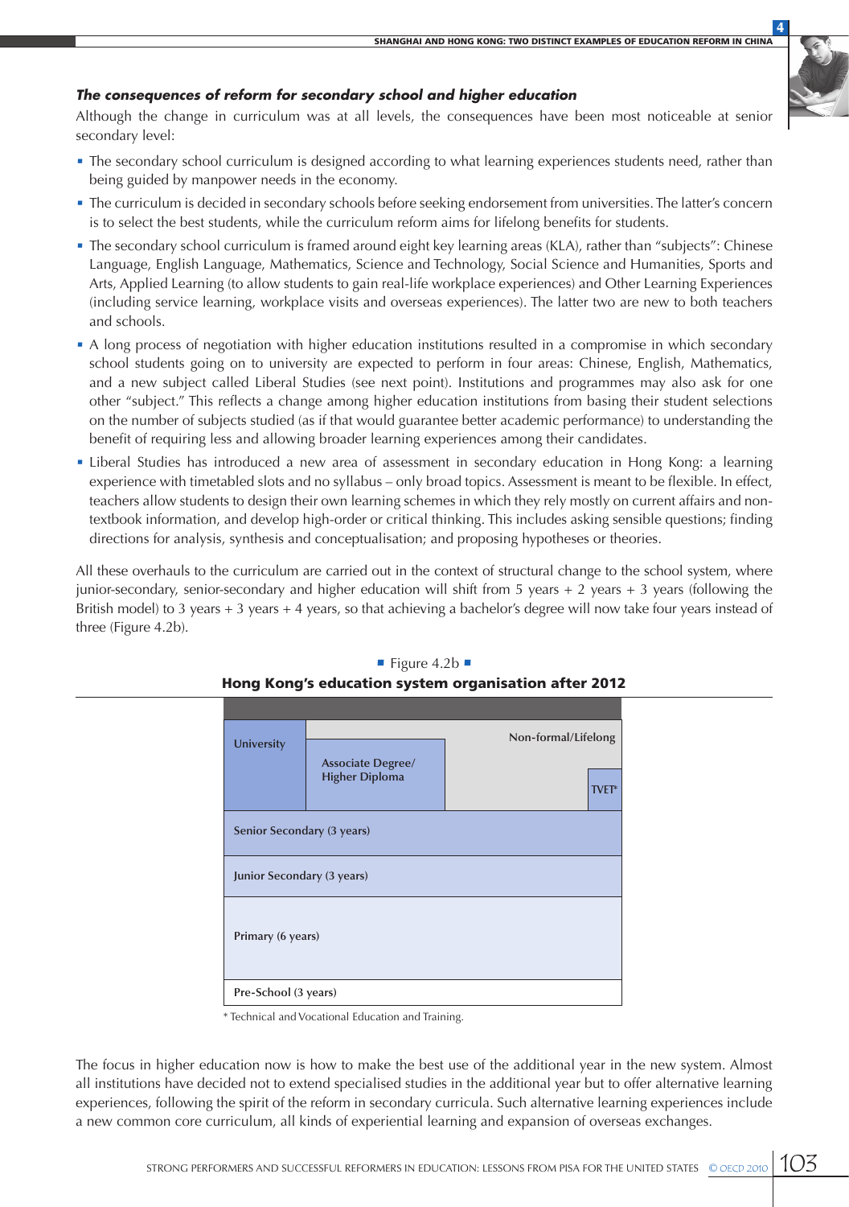### *The consequences of reform for secondary school and higher education*

Although the change in curriculum was at all levels, the consequences have been most noticeable at senior secondary level:

- The secondary school curriculum is designed according to what learning experiences students need, rather than being guided by manpower needs in the economy.
- The curriculum is decided in secondary schools before seeking endorsement from universities. The latter's concern is to select the best students, while the curriculum reform aims for lifelong benefits for students.
- The secondary school curriculum is framed around eight key learning areas (KLA), rather than "subjects": Chinese Language, English Language, Mathematics, Science and Technology, Social Science and Humanities, Sports and Arts, Applied Learning (to allow students to gain real-life workplace experiences) and Other Learning Experiences (including service learning, workplace visits and overseas experiences). The latter two are new to both teachers and schools.
- A long process of negotiation with higher education institutions resulted in a compromise in which secondary school students going on to university are expected to perform in four areas: Chinese, English, Mathematics, and a new subject called Liberal Studies (see next point). Institutions and programmes may also ask for one other "subject." This reflects a change among higher education institutions from basing their student selections on the number of subjects studied (as if that would guarantee better academic performance) to understanding the benefit of requiring less and allowing broader learning experiences among their candidates.
- Liberal Studies has introduced a new area of assessment in secondary education in Hong Kong: a learning experience with timetabled slots and no syllabus – only broad topics. Assessment is meant to be flexible. In effect, teachers allow students to design their own learning schemes in which they rely mostly on current affairs and non-textbook information, and develop high-order or critical thinking. This includes asking sensible questions; finding directions for analysis, synthesis and conceptualisation; and proposing hypotheses or theories.

All these overhauls to the curriculum are carried out in the context of structural change to the school system, where junior-secondary, senior-secondary and higher education will shift from 5 years + 2 years + 3 years (following the British model) to 3 years + 3 years + 4 years, so that achieving a bachelor's degree will now take four years instead of three (Figure 4.2b).

■ Figure 4.2b ■

**Hong Kong's education system organisation after 2012**

| University | Associate Degree/ Higher Diploma | Non-formal/Lifelong | TVET* |
|---|---|---|---|
| Senior Secondary (3 years) | | | |
| Junior Secondary (3 years) | | | |
| Primary (6 years) | | | |
| Pre-School (3 years) | | | |

\* Technical and Vocational Education and Training.

The focus in higher education now is how to make the best use of the additional year in the new system. Almost all institutions have decided not to extend specialised studies in the additional year but to offer alternative learning experiences, following the spirit of the reform in secondary curricula. Such alternative learning experiences include a new common core curriculum, all kinds of experiential learning and expansion of overseas exchanges.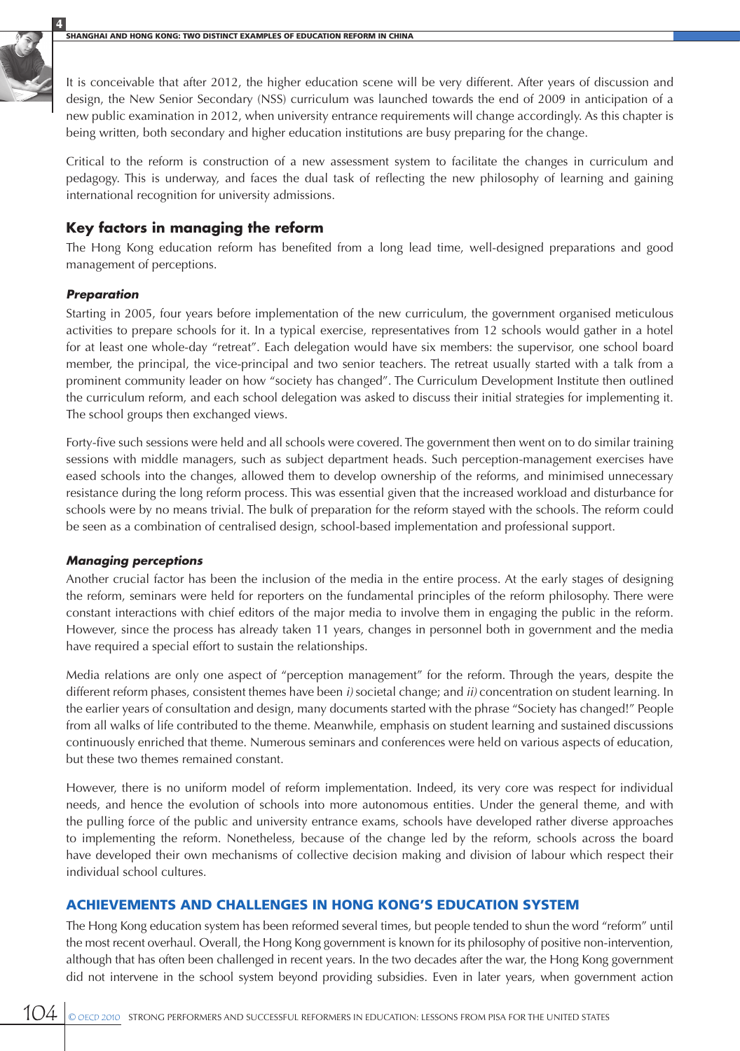It is conceivable that after 2012, the higher education scene will be very different. After years of discussion and design, the New Senior Secondary (NSS) curriculum was launched towards the end of 2009 in anticipation of a new public examination in 2012, when university entrance requirements will change accordingly. As this chapter is being written, both secondary and higher education institutions are busy preparing for the change.

Critical to the reform is construction of a new assessment system to facilitate the changes in curriculum and pedagogy. This is underway, and faces the dual task of reflecting the new philosophy of learning and gaining international recognition for university admissions.

## Key factors in managing the reform

The Hong Kong education reform has benefited from a long lead time, well-designed preparations and good management of perceptions.

### *Preparation*

Starting in 2005, four years before implementation of the new curriculum, the government organised meticulous activities to prepare schools for it. In a typical exercise, representatives from 12 schools would gather in a hotel for at least one whole-day "retreat". Each delegation would have six members: the supervisor, one school board member, the principal, the vice-principal and two senior teachers. The retreat usually started with a talk from a prominent community leader on how "society has changed". The Curriculum Development Institute then outlined the curriculum reform, and each school delegation was asked to discuss their initial strategies for implementing it. The school groups then exchanged views.

Forty-five such sessions were held and all schools were covered. The government then went on to do similar training sessions with middle managers, such as subject department heads. Such perception-management exercises have eased schools into the changes, allowed them to develop ownership of the reforms, and minimised unnecessary resistance during the long reform process. This was essential given that the increased workload and disturbance for schools were by no means trivial. The bulk of preparation for the reform stayed with the schools. The reform could be seen as a combination of centralised design, school-based implementation and professional support.

### *Managing perceptions*

Another crucial factor has been the inclusion of the media in the entire process. At the early stages of designing the reform, seminars were held for reporters on the fundamental principles of the reform philosophy. There were constant interactions with chief editors of the major media to involve them in engaging the public in the reform. However, since the process has already taken 11 years, changes in personnel both in government and the media have required a special effort to sustain the relationships.

Media relations are only one aspect of "perception management" for the reform. Through the years, despite the different reform phases, consistent themes have been *i)* societal change; and *ii)* concentration on student learning. In the earlier years of consultation and design, many documents started with the phrase "Society has changed!" People from all walks of life contributed to the theme. Meanwhile, emphasis on student learning and sustained discussions continuously enriched that theme. Numerous seminars and conferences were held on various aspects of education, but these two themes remained constant.

However, there is no uniform model of reform implementation. Indeed, its very core was respect for individual needs, and hence the evolution of schools into more autonomous entities. Under the general theme, and with the pulling force of the public and university entrance exams, schools have developed rather diverse approaches to implementing the reform. Nonetheless, because of the change led by the reform, schools across the board have developed their own mechanisms of collective decision making and division of labour which respect their individual school cultures.

## ACHIEVEMENTS AND CHALLENGES IN HONG KONG'S EDUCATION SYSTEM

The Hong Kong education system has been reformed several times, but people tended to shun the word "reform" until the most recent overhaul. Overall, the Hong Kong government is known for its philosophy of positive non-intervention, although that has often been challenged in recent years. In the two decades after the war, the Hong Kong government did not intervene in the school system beyond providing subsidies. Even in later years, when government action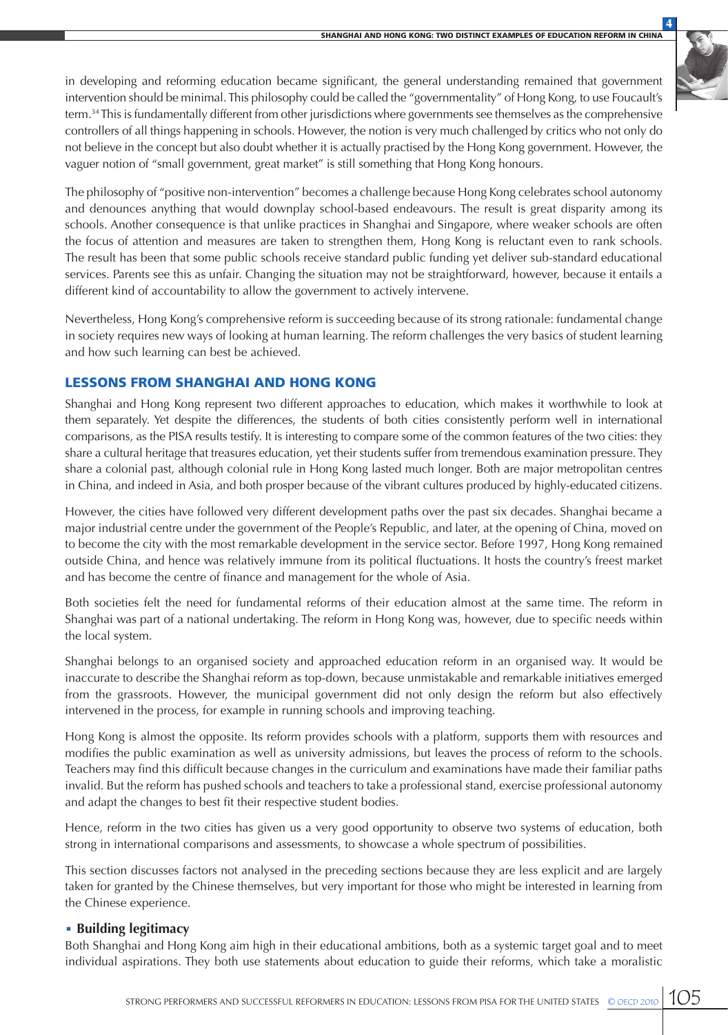in developing and reforming education became significant, the general understanding remained that government intervention should be minimal. This philosophy could be called the "governmentality" of Hong Kong, to use Foucault's term.[34] This is fundamentally different from other jurisdictions where governments see themselves as the comprehensive controllers of all things happening in schools. However, the notion is very much challenged by critics who not only do not believe in the concept but also doubt whether it is actually practised by the Hong Kong government. However, the vaguer notion of "small government, great market" is still something that Hong Kong honours.

The philosophy of "positive non-intervention" becomes a challenge because Hong Kong celebrates school autonomy and denounces anything that would downplay school-based endeavours. The result is great disparity among its schools. Another consequence is that unlike practices in Shanghai and Singapore, where weaker schools are often the focus of attention and measures are taken to strengthen them, Hong Kong is reluctant even to rank schools. The result has been that some public schools receive standard public funding yet deliver sub-standard educational services. Parents see this as unfair. Changing the situation may not be straightforward, however, because it entails a different kind of accountability to allow the government to actively intervene.

Nevertheless, Hong Kong's comprehensive reform is succeeding because of its strong rationale: fundamental change in society requires new ways of looking at human learning. The reform challenges the very basics of student learning and how such learning can best be achieved.

## LESSONS FROM SHANGHAI AND HONG KONG

Shanghai and Hong Kong represent two different approaches to education, which makes it worthwhile to look at them separately. Yet despite the differences, the students of both cities consistently perform well in international comparisons, as the PISA results testify. It is interesting to compare some of the common features of the two cities: they share a cultural heritage that treasures education, yet their students suffer from tremendous examination pressure. They share a colonial past, although colonial rule in Hong Kong lasted much longer. Both are major metropolitan centres in China, and indeed in Asia, and both prosper because of the vibrant cultures produced by highly-educated citizens.

However, the cities have followed very different development paths over the past six decades. Shanghai became a major industrial centre under the government of the People's Republic, and later, at the opening of China, moved on to become the city with the most remarkable development in the service sector. Before 1997, Hong Kong remained outside China, and hence was relatively immune from its political fluctuations. It hosts the country's freest market and has become the centre of finance and management for the whole of Asia.

Both societies felt the need for fundamental reforms of their education almost at the same time. The reform in Shanghai was part of a national undertaking. The reform in Hong Kong was, however, due to specific needs within the local system.

Shanghai belongs to an organised society and approached education reform in an organised way. It would be inaccurate to describe the Shanghai reform as top-down, because unmistakable and remarkable initiatives emerged from the grassroots. However, the municipal government did not only design the reform but also effectively intervened in the process, for example in running schools and improving teaching.

Hong Kong is almost the opposite. Its reform provides schools with a platform, supports them with resources and modifies the public examination as well as university admissions, but leaves the process of reform to the schools. Teachers may find this difficult because changes in the curriculum and examinations have made their familiar paths invalid. But the reform has pushed schools and teachers to take a professional stand, exercise professional autonomy and adapt the changes to best fit their respective student bodies.

Hence, reform in the two cities has given us a very good opportunity to observe two systems of education, both strong in international comparisons and assessments, to showcase a whole spectrum of possibilities.

This section discusses factors not analysed in the preceding sections because they are less explicit and are largely taken for granted by the Chinese themselves, but very important for those who might be interested in learning from the Chinese experience.

### Building legitimacy

Both Shanghai and Hong Kong aim high in their educational ambitions, both as a systemic target goal and to meet individual aspirations. They both use statements about education to guide their reforms, which take a moralistic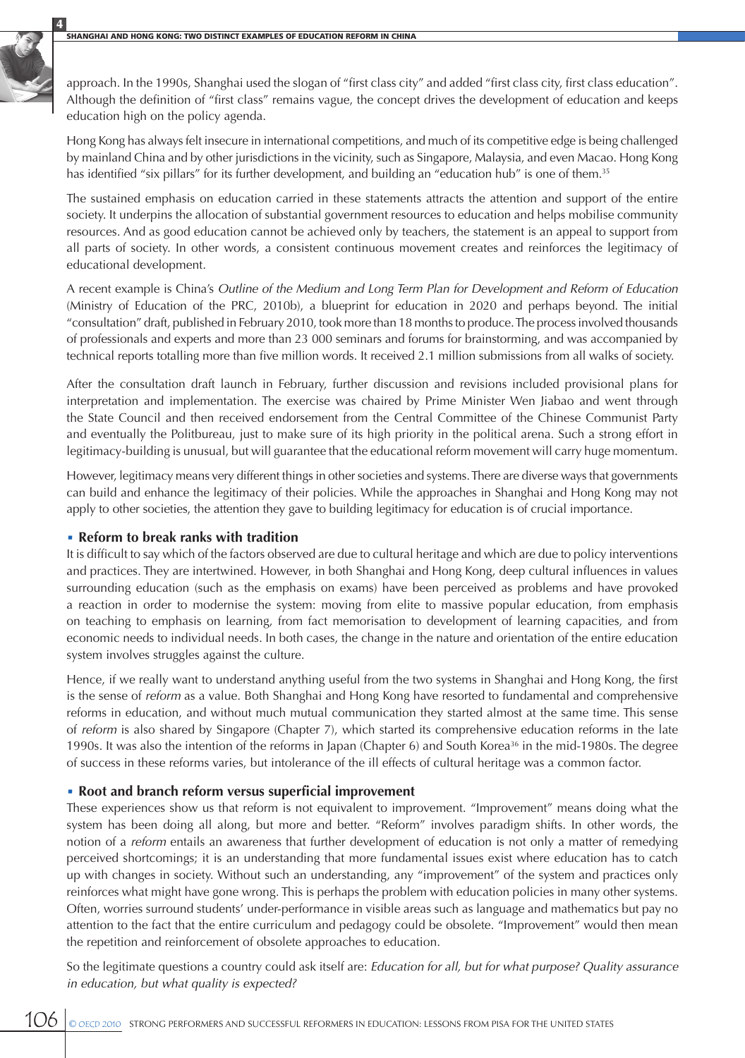approach. In the 1990s, Shanghai used the slogan of "first class city" and added "first class city, first class education". Although the definition of "first class" remains vague, the concept drives the development of education and keeps education high on the policy agenda.

Hong Kong has always felt insecure in international competitions, and much of its competitive edge is being challenged by mainland China and by other jurisdictions in the vicinity, such as Singapore, Malaysia, and even Macao. Hong Kong has identified "six pillars" for its further development, and building an "education hub" is one of them.[35]

The sustained emphasis on education carried in these statements attracts the attention and support of the entire society. It underpins the allocation of substantial government resources to education and helps mobilise community resources. And as good education cannot be achieved only by teachers, the statement is an appeal to support from all parts of society. In other words, a consistent continuous movement creates and reinforces the legitimacy of educational development.

A recent example is China's *Outline of the Medium and Long Term Plan for Development and Reform of Education* (Ministry of Education of the PRC, 2010b), a blueprint for education in 2020 and perhaps beyond. The initial "consultation" draft, published in February 2010, took more than 18 months to produce. The process involved thousands of professionals and experts and more than 23 000 seminars and forums for brainstorming, and was accompanied by technical reports totalling more than five million words. It received 2.1 million submissions from all walks of society.

After the consultation draft launch in February, further discussion and revisions included provisional plans for interpretation and implementation. The exercise was chaired by Prime Minister Wen Jiabao and went through the State Council and then received endorsement from the Central Committee of the Chinese Communist Party and eventually the Politbureau, just to make sure of its high priority in the political arena. Such a strong effort in legitimacy-building is unusual, but will guarantee that the educational reform movement will carry huge momentum.

However, legitimacy means very different things in other societies and systems. There are diverse ways that governments can build and enhance the legitimacy of their policies. While the approaches in Shanghai and Hong Kong may not apply to other societies, the attention they gave to building legitimacy for education is of crucial importance.

### Reform to break ranks with tradition

It is difficult to say which of the factors observed are due to cultural heritage and which are due to policy interventions and practices. They are intertwined. However, in both Shanghai and Hong Kong, deep cultural influences in values surrounding education (such as the emphasis on exams) have been perceived as problems and have provoked a reaction in order to modernise the system: moving from elite to massive popular education, from emphasis on teaching to emphasis on learning, from fact memorisation to development of learning capacities, and from economic needs to individual needs. In both cases, the change in the nature and orientation of the entire education system involves struggles against the culture.

Hence, if we really want to understand anything useful from the two systems in Shanghai and Hong Kong, the first is the sense of *reform* as a value. Both Shanghai and Hong Kong have resorted to fundamental and comprehensive reforms in education, and without much mutual communication they started almost at the same time. This sense of *reform* is also shared by Singapore (Chapter 7), which started its comprehensive education reforms in the late 1990s. It was also the intention of the reforms in Japan (Chapter 6) and South Korea[36] in the mid-1980s. The degree of success in these reforms varies, but intolerance of the ill effects of cultural heritage was a common factor.

### Root and branch reform versus superficial improvement

These experiences show us that reform is not equivalent to improvement. "Improvement" means doing what the system has been doing all along, but more and better. "Reform" involves paradigm shifts. In other words, the notion of a *reform* entails an awareness that further development of education is not only a matter of remedying perceived shortcomings; it is an understanding that more fundamental issues exist where education has to catch up with changes in society. Without such an understanding, any "improvement" of the system and practices only reinforces what might have gone wrong. This is perhaps the problem with education policies in many other systems. Often, worries surround students' under-performance in visible areas such as language and mathematics but pay no attention to the fact that the entire curriculum and pedagogy could be obsolete. "Improvement" would then mean the repetition and reinforcement of obsolete approaches to education.

So the legitimate questions a country could ask itself are: *Education for all, but for what purpose? Quality assurance in education, but what quality is expected?*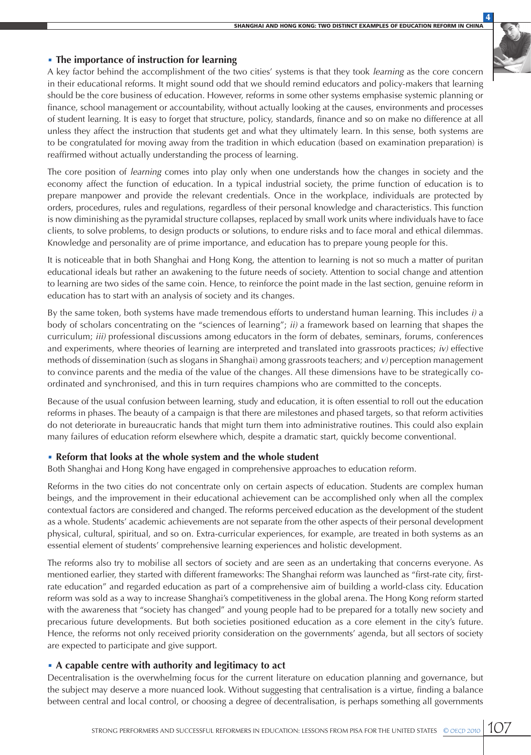### The importance of instruction for learning

A key factor behind the accomplishment of the two cities' systems is that they took *learning* as the core concern in their educational reforms. It might sound odd that we should remind educators and policy-makers that learning should be the core business of education. However, reforms in some other systems emphasise systemic planning or finance, school management or accountability, without actually looking at the causes, environments and processes of student learning. It is easy to forget that structure, policy, standards, finance and so on make no difference at all unless they affect the instruction that students get and what they ultimately learn. In this sense, both systems are to be congratulated for moving away from the tradition in which education (based on examination preparation) is reaffirmed without actually understanding the process of learning.

The core position of *learning* comes into play only when one understands how the changes in society and the economy affect the function of education. In a typical industrial society, the prime function of education is to prepare manpower and provide the relevant credentials. Once in the workplace, individuals are protected by orders, procedures, rules and regulations, regardless of their personal knowledge and characteristics. This function is now diminishing as the pyramidal structure collapses, replaced by small work units where individuals have to face clients, to solve problems, to design products or solutions, to endure risks and to face moral and ethical dilemmas. Knowledge and personality are of prime importance, and education has to prepare young people for this.

It is noticeable that in both Shanghai and Hong Kong, the attention to learning is not so much a matter of puritan educational ideals but rather an awakening to the future needs of society. Attention to social change and attention to learning are two sides of the same coin. Hence, to reinforce the point made in the last section, genuine reform in education has to start with an analysis of society and its changes.

By the same token, both systems have made tremendous efforts to understand human learning. This includes *i)* a body of scholars concentrating on the "sciences of learning"; *ii)* a framework based on learning that shapes the curriculum; *iii)* professional discussions among educators in the form of debates, seminars, forums, conferences and experiments, where theories of learning are interpreted and translated into grassroots practices; *iv)* effective methods of dissemination (such as slogans in Shanghai) among grassroots teachers; and *v)* perception management to convince parents and the media of the value of the changes. All these dimensions have to be strategically co-ordinated and synchronised, and this in turn requires champions who are committed to the concepts.

Because of the usual confusion between learning, study and education, it is often essential to roll out the education reforms in phases. The beauty of a campaign is that there are milestones and phased targets, so that reform activities do not deteriorate in bureaucratic hands that might turn them into administrative routines. This could also explain many failures of education reform elsewhere which, despite a dramatic start, quickly become conventional.

### Reform that looks at the whole system and the whole student

Both Shanghai and Hong Kong have engaged in comprehensive approaches to education reform.

Reforms in the two cities do not concentrate only on certain aspects of education. Students are complex human beings, and the improvement in their educational achievement can be accomplished only when all the complex contextual factors are considered and changed. The reforms perceived education as the development of the student as a whole. Students' academic achievements are not separate from the other aspects of their personal development physical, cultural, spiritual, and so on. Extra-curricular experiences, for example, are treated in both systems as an essential element of students' comprehensive learning experiences and holistic development.

The reforms also try to mobilise all sectors of society and are seen as an undertaking that concerns everyone. As mentioned earlier, they started with different frameworks: The Shanghai reform was launched as "first-rate city, first-rate education" and regarded education as part of a comprehensive aim of building a world-class city. Education reform was sold as a way to increase Shanghai's competitiveness in the global arena. The Hong Kong reform started with the awareness that "society has changed" and young people had to be prepared for a totally new society and precarious future developments. But both societies positioned education as a core element in the city's future. Hence, the reforms not only received priority consideration on the governments' agenda, but all sectors of society are expected to participate and give support.

### A capable centre with authority and legitimacy to act

Decentralisation is the overwhelming focus for the current literature on education planning and governance, but the subject may deserve a more nuanced look. Without suggesting that centralisation is a virtue, finding a balance between central and local control, or choosing a degree of decentralisation, is perhaps something all governments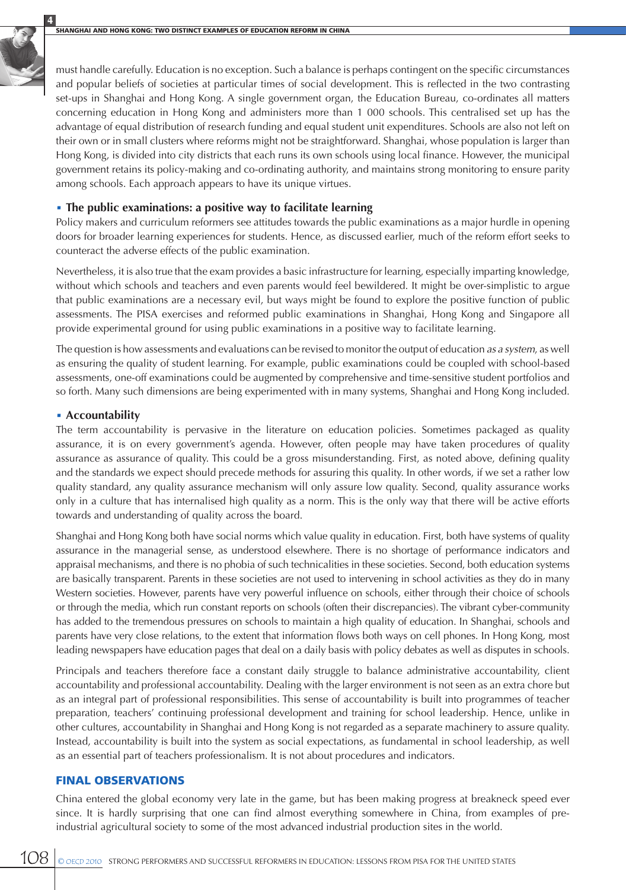must handle carefully. Education is no exception. Such a balance is perhaps contingent on the specific circumstances and popular beliefs of societies at particular times of social development. This is reflected in the two contrasting set-ups in Shanghai and Hong Kong. A single government organ, the Education Bureau, co-ordinates all matters concerning education in Hong Kong and administers more than 1 000 schools. This centralised set up has the advantage of equal distribution of research funding and equal student unit expenditures. Schools are also not left on their own or in small clusters where reforms might not be straightforward. Shanghai, whose population is larger than Hong Kong, is divided into city districts that each runs its own schools using local finance. However, the municipal government retains its policy-making and co-ordinating authority, and maintains strong monitoring to ensure parity among schools. Each approach appears to have its unique virtues.

### The public examinations: a positive way to facilitate learning

Policy makers and curriculum reformers see attitudes towards the public examinations as a major hurdle in opening doors for broader learning experiences for students. Hence, as discussed earlier, much of the reform effort seeks to counteract the adverse effects of the public examination.

Nevertheless, it is also true that the exam provides a basic infrastructure for learning, especially imparting knowledge, without which schools and teachers and even parents would feel bewildered. It might be over-simplistic to argue that public examinations are a necessary evil, but ways might be found to explore the positive function of public assessments. The PISA exercises and reformed public examinations in Shanghai, Hong Kong and Singapore all provide experimental ground for using public examinations in a positive way to facilitate learning.

The question is how assessments and evaluations can be revised to monitor the output of education *as a system*, as well as ensuring the quality of student learning. For example, public examinations could be coupled with school-based assessments, one-off examinations could be augmented by comprehensive and time-sensitive student portfolios and so forth. Many such dimensions are being experimented with in many systems, Shanghai and Hong Kong included.

### Accountability

The term accountability is pervasive in the literature on education policies. Sometimes packaged as quality assurance, it is on every government's agenda. However, often people may have taken procedures of quality assurance as assurance of quality. This could be a gross misunderstanding. First, as noted above, defining quality and the standards we expect should precede methods for assuring this quality. In other words, if we set a rather low quality standard, any quality assurance mechanism will only assure low quality. Second, quality assurance works only in a culture that has internalised high quality as a norm. This is the only way that there will be active efforts towards and understanding of quality across the board.

Shanghai and Hong Kong both have social norms which value quality in education. First, both have systems of quality assurance in the managerial sense, as understood elsewhere. There is no shortage of performance indicators and appraisal mechanisms, and there is no phobia of such technicalities in these societies. Second, both education systems are basically transparent. Parents in these societies are not used to intervening in school activities as they do in many Western societies. However, parents have very powerful influence on schools, either through their choice of schools or through the media, which run constant reports on schools (often their discrepancies). The vibrant cyber-community has added to the tremendous pressures on schools to maintain a high quality of education. In Shanghai, schools and parents have very close relations, to the extent that information flows both ways on cell phones. In Hong Kong, most leading newspapers have education pages that deal on a daily basis with policy debates as well as disputes in schools.

Principals and teachers therefore face a constant daily struggle to balance administrative accountability, client accountability and professional accountability. Dealing with the larger environment is not seen as an extra chore but as an integral part of professional responsibilities. This sense of accountability is built into programmes of teacher preparation, teachers' continuing professional development and training for school leadership. Hence, unlike in other cultures, accountability in Shanghai and Hong Kong is not regarded as a separate machinery to assure quality. Instead, accountability is built into the system as social expectations, as fundamental in school leadership, as well as an essential part of teachers professionalism. It is not about procedures and indicators.

## FINAL OBSERVATIONS

China entered the global economy very late in the game, but has been making progress at breakneck speed ever since. It is hardly surprising that one can find almost everything somewhere in China, from examples of pre-industrial agricultural society to some of the most advanced industrial production sites in the world.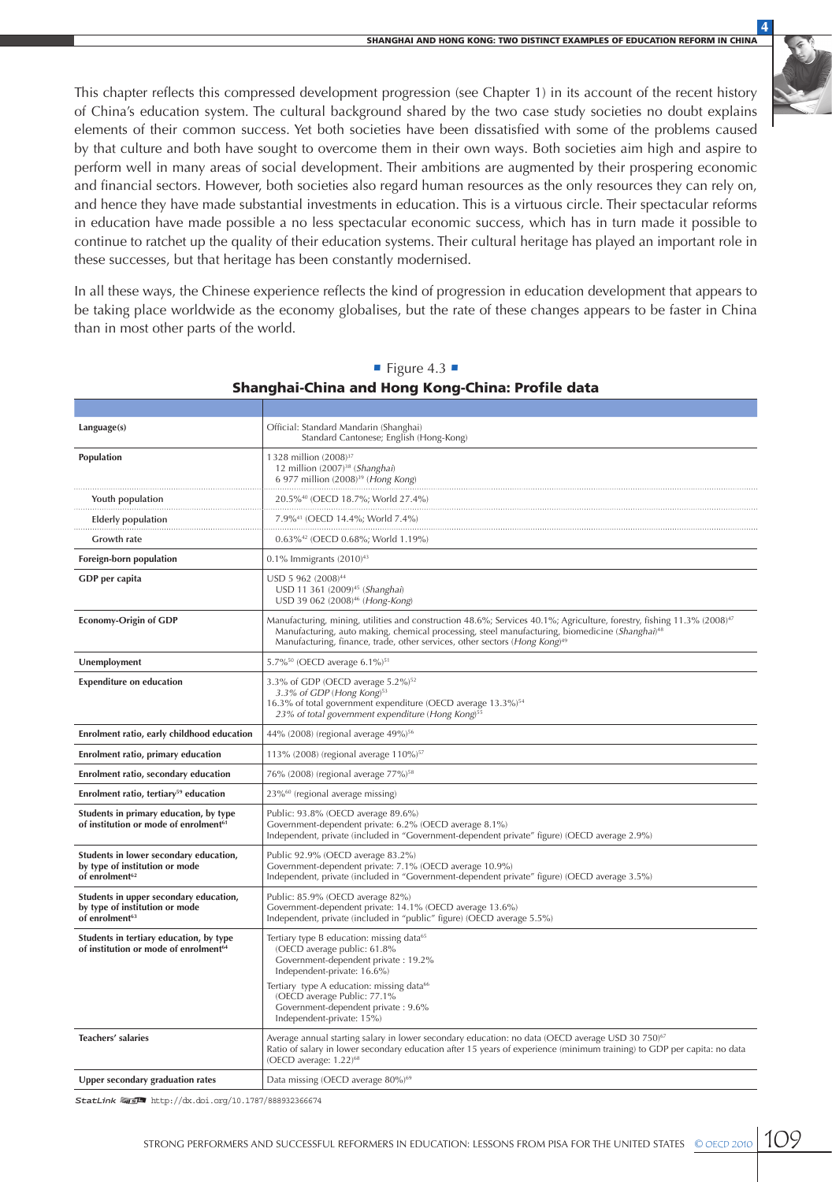This chapter reflects this compressed development progression (see Chapter 1) in its account of the recent history of China's education system. The cultural background shared by the two case study societies no doubt explains elements of their common success. Yet both societies have been dissatisfied with some of the problems caused by that culture and both have sought to overcome them in their own ways. Both societies aim high and aspire to perform well in many areas of social development. Their ambitions are augmented by their prospering economic and financial sectors. However, both societies also regard human resources as the only resources they can rely on, and hence they have made substantial investments in education. This is a virtuous circle. Their spectacular reforms in education have made possible a no less spectacular economic success, which has in turn made it possible to continue to ratchet up the quality of their education systems. Their cultural heritage has played an important role in these successes, but that heritage has been constantly modernised.

In all these ways, the Chinese experience reflects the kind of progression in education development that appears to be taking place worldwide as the economy globalises, but the rate of these changes appears to be faster in China than in most other parts of the world.

■ Figure 4.3 ■

**Shanghai-China and Hong Kong-China: Profile data**

| | |
|---|---|
| **Language(s)** | Official: Standard Mandarin (Shanghai)<br>Standard Cantonese; English (Hong-Kong) |
| **Population** | 1 328 million (2008)[37]<br>12 million (2007)[38] (*Shanghai*)<br>6 977 million (2008)[39] (*Hong Kong*) |
| Youth population | 20.5%[40] (OECD 18.7%; World 27.4%) |
| Elderly population | 7.9%[41] (OECD 14.4%; World 7.4%) |
| Growth rate | 0.63%[42] (OECD 0.68%; World 1.19%) |
| **Foreign-born population** | 0.1% Immigrants (2010)[43] |
| **GDP per capita** | USD 5 962 (2008)[44]<br>USD 11 361 (2009)[45] (*Shanghai*)<br>USD 39 062 (2008)[46] (*Hong-Kong*) |
| **Economy-Origin of GDP** | Manufacturing, mining, utilities and construction 48.6%; Services 40.1%; Agriculture, forestry, fishing 11.3% (2008)[47]<br>Manufacturing, auto making, chemical processing, steel manufacturing, biomedicine (*Shanghai*)[48]<br>Manufacturing, finance, trade, other services, other sectors (*Hong Kong*)[49] |
| **Unemployment** | 5.7%[50] (OECD average 6.1%)[51] |
| **Expenditure on education** | 3.3% of GDP (OECD average 5.2%)[52]<br>*3.3% of GDP (Hong Kong)*[53]<br>16.3% of total government expenditure (OECD average 13.3%)[54]<br>*23% of total government expenditure (Hong Kong)*[55] |
| **Enrolment ratio, early childhood education** | 44% (2008) (regional average 49%)[56] |
| **Enrolment ratio, primary education** | 113% (2008) (regional average 110%)[57] |
| **Enrolment ratio, secondary education** | 76% (2008) (regional average 77%)[58] |
| **Enrolment ratio, tertiary[59] education** | 23%[60] (regional average missing) |
| **Students in primary education, by type of institution or mode of enrolment[61]** | Public: 93.8% (OECD average 89.6%)<br>Government-dependent private: 6.2% (OECD average 8.1%)<br>Independent, private (included in "Government-dependent private" figure) (OECD average 2.9%) |
| **Students in lower secondary education, by type of institution or mode of enrolment[62]** | Public 92.9% (OECD average 83.2%)<br>Government-dependent private: 7.1% (OECD average 10.9%)<br>Independent, private (included in "Government-dependent private" figure) (OECD average 3.5%) |
| **Students in upper secondary education, by type of institution or mode of enrolment[63]** | Public: 85.9% (OECD average 82%)<br>Government-dependent private: 14.1% (OECD average 13.6%)<br>Independent, private (included in "public" figure) (OECD average 5.5%) |
| **Students in tertiary education, by type of institution or mode of enrolment[64]** | Tertiary type B education: missing data[65]<br>(OECD average public: 61.8%<br>Government-dependent private : 19.2%<br>Independent-private: 16.6%)<br>Tertiary type A education: missing data[66]<br>(OECD average Public: 77.1%<br>Government-dependent private : 9.6%<br>Independent-private: 15%) |
| **Teachers' salaries** | Average annual starting salary in lower secondary education: no data (OECD average USD 30 750)[67]<br>Ratio of salary in lower secondary education after 15 years of experience (minimum training) to GDP per capita: no data (OECD average: 1.22)[68] |
| **Upper secondary graduation rates** | Data missing (OECD average 80%)[69] |

StatLink http://dx.doi.org/10.1787/888932366674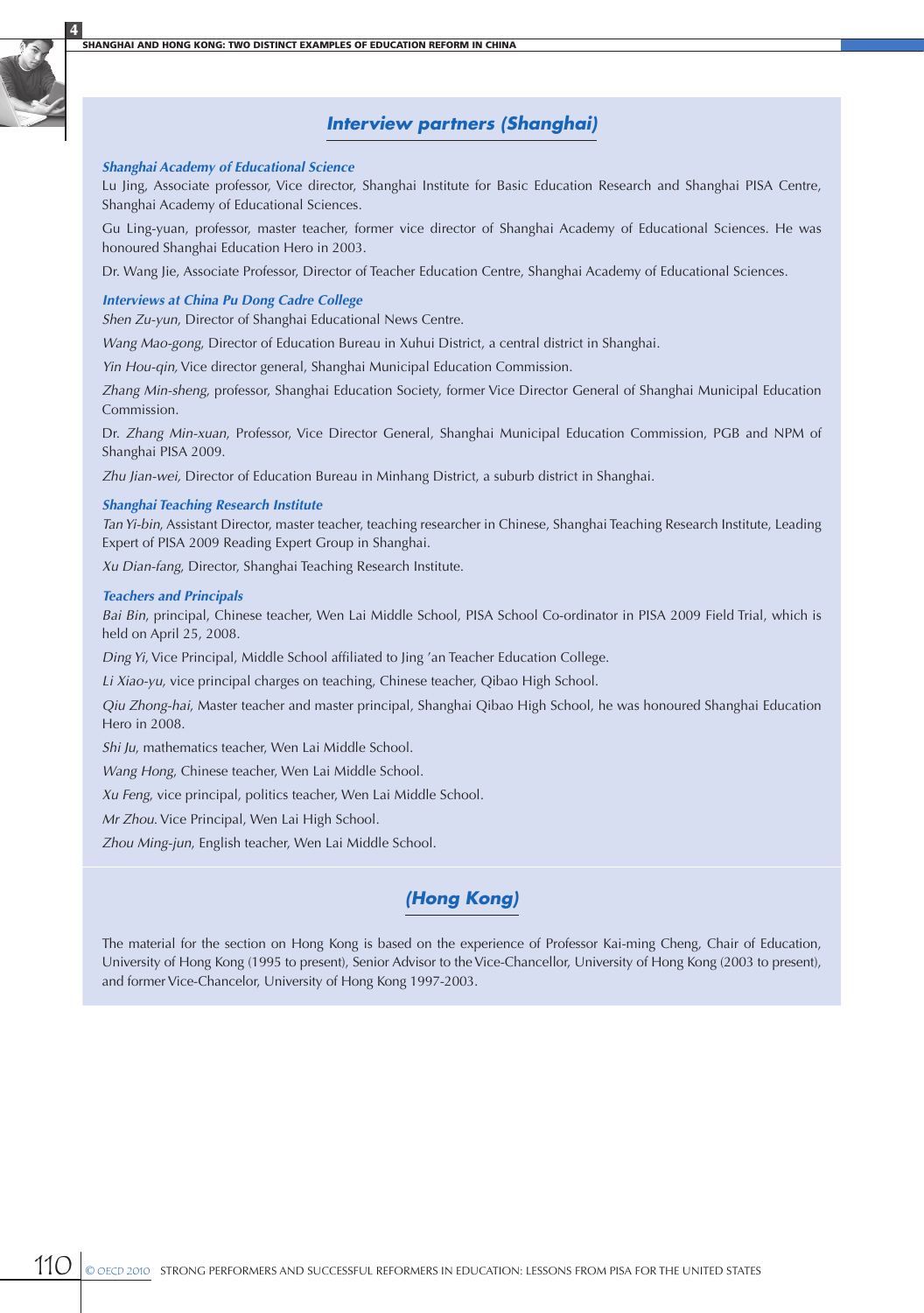## *Interview partners (Shanghai)*

***Shanghai Academy of Educational Science***

Lu Jing, Associate professor, Vice director, Shanghai Institute for Basic Education Research and Shanghai PISA Centre, Shanghai Academy of Educational Sciences.

Gu Ling-yuan, professor, master teacher, former vice director of Shanghai Academy of Educational Sciences. He was honoured Shanghai Education Hero in 2003.

Dr. Wang Jie, Associate Professor, Director of Teacher Education Centre, Shanghai Academy of Educational Sciences.

***Interviews at China Pu Dong Cadre College***

*Shen Zu-yun*, Director of Shanghai Educational News Centre.

*Wang Mao-gong*, Director of Education Bureau in Xuhui District, a central district in Shanghai.

*Yin Hou-qin*, Vice director general, Shanghai Municipal Education Commission.

*Zhang Min-sheng*, professor, Shanghai Education Society, former Vice Director General of Shanghai Municipal Education Commission.

Dr. *Zhang Min-xuan*, Professor, Vice Director General, Shanghai Municipal Education Commission, PGB and NPM of Shanghai PISA 2009.

*Zhu Jian-wei*, Director of Education Bureau in Minhang District, a suburb district in Shanghai.

***Shanghai Teaching Research Institute***

*Tan Yi-bin*, Assistant Director, master teacher, teaching researcher in Chinese, Shanghai Teaching Research Institute, Leading Expert of PISA 2009 Reading Expert Group in Shanghai.

*Xu Dian-fang*, Director, Shanghai Teaching Research Institute.

***Teachers and Principals***

*Bai Bin*, principal, Chinese teacher, Wen Lai Middle School, PISA School Co-ordinator in PISA 2009 Field Trial, which is held on April 25, 2008.

*Ding Yi*, Vice Principal, Middle School affiliated to Jing 'an Teacher Education College.

*Li Xiao-yu*, vice principal charges on teaching, Chinese teacher, Qibao High School.

*Qiu Zhong-hai*, Master teacher and master principal, Shanghai Qibao High School, he was honoured Shanghai Education Hero in 2008.

*Shi Ju*, mathematics teacher, Wen Lai Middle School.

*Wang Hong*, Chinese teacher, Wen Lai Middle School.

*Xu Feng*, vice principal, politics teacher, Wen Lai Middle School.

*Mr Zhou*. Vice Principal, Wen Lai High School.

*Zhou Ming-jun*, English teacher, Wen Lai Middle School.

## *(Hong Kong)*

The material for the section on Hong Kong is based on the experience of Professor Kai-ming Cheng, Chair of Education, University of Hong Kong (1995 to present), Senior Advisor to the Vice-Chancellor, University of Hong Kong (2003 to present), and former Vice-Chancelor, University of Hong Kong 1997-2003.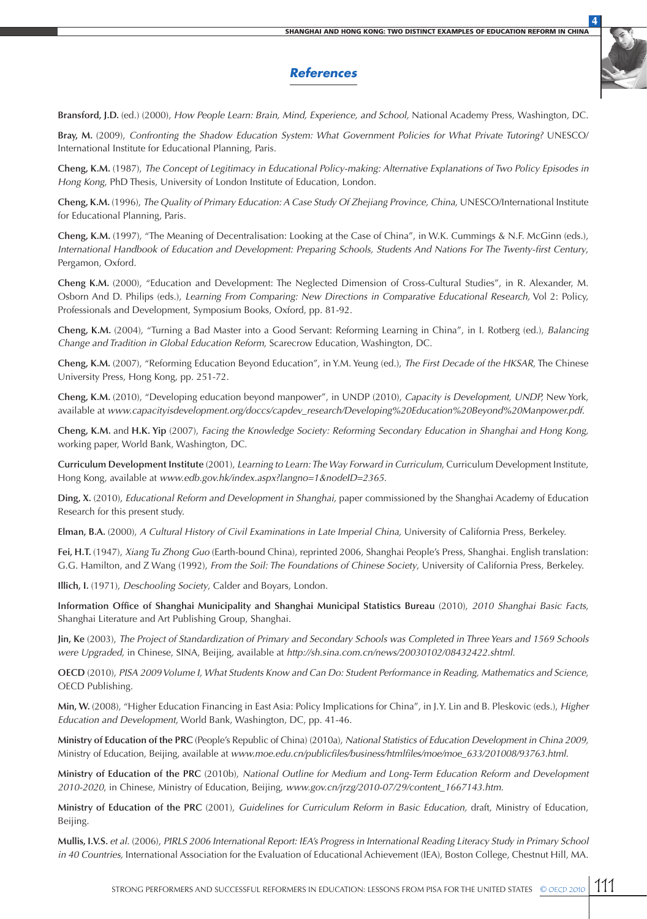## References

**Bransford, J.D.** (ed.) (2000), *How People Learn: Brain, Mind, Experience, and School,* National Academy Press, Washington, DC.

**Bray, M.** (2009), *Confronting the Shadow Education System: What Government Policies for What Private Tutoring?* UNESCO/International Institute for Educational Planning, Paris.

**Cheng, K.M.** (1987), *The Concept of Legitimacy in Educational Policy-making: Alternative Explanations of Two Policy Episodes in Hong Kong*, PhD Thesis, University of London Institute of Education, London.

**Cheng, K.M.** (1996), *The Quality of Primary Education: A Case Study Of Zhejiang Province, China*, UNESCO/International Institute for Educational Planning, Paris.

**Cheng, K.M.** (1997), "The Meaning of Decentralisation: Looking at the Case of China", in W.K. Cummings & N.F. McGinn (eds.), *International Handbook of Education and Development: Preparing Schools, Students And Nations For The Twenty-first Century*, Pergamon, Oxford.

**Cheng K.M.** (2000), "Education and Development: The Neglected Dimension of Cross-Cultural Studies", in R. Alexander, M. Osborn And D. Philips (eds.), *Learning From Comparing: New Directions in Comparative Educational Research,* Vol 2: Policy, Professionals and Development, Symposium Books, Oxford, pp. 81-92.

**Cheng, K.M.** (2004), "Turning a Bad Master into a Good Servant: Reforming Learning in China", in I. Rotberg (ed.), *Balancing Change and Tradition in Global Education Reform*, Scarecrow Education, Washington, DC.

**Cheng, K.M.** (2007), "Reforming Education Beyond Education", in Y.M. Yeung (ed.), *The First Decade of the HKSAR*, The Chinese University Press, Hong Kong, pp. 251-72.

**Cheng, K.M.** (2010), "Developing education beyond manpower", in UNDP (2010), *Capacity is Development, UNDP,* New York, available at *www.capacityisdevelopment.org/doccs/capdev_research/Developing%20Education%20Beyond%20Manpower.pdf.*

**Cheng, K.M.** and **H.K. Yip** (2007), *Facing the Knowledge Society: Reforming Secondary Education in Shanghai and Hong Kong*, working paper, World Bank, Washington, DC.

**Curriculum Development Institute** (2001), *Learning to Learn: The Way Forward in Curriculum,* Curriculum Development Institute, Hong Kong, available at *www.edb.gov.hk/index.aspx?langno=1&nodeID=2365.*

**Ding, X.** (2010), *Educational Reform and Development in Shanghai*, paper commissioned by the Shanghai Academy of Education Research for this present study.

**Elman, B.A.** (2000), *A Cultural History of Civil Examinations in Late Imperial China,* University of California Press, Berkeley.

**Fei, H.T.** (1947), *Xiang Tu Zhong Guo* (Earth-bound China), reprinted 2006, Shanghai People's Press, Shanghai. English translation: G.G. Hamilton, and Z Wang (1992), *From the Soil: The Foundations of Chinese Society*, University of California Press, Berkeley.

**Illich, I.** (1971), *Deschooling Society*, Calder and Boyars, London.

**Information Office of Shanghai Municipality and Shanghai Municipal Statistics Bureau** (2010), *2010 Shanghai Basic Facts*, Shanghai Literature and Art Publishing Group, Shanghai.

**Jin, Ke** (2003), *The Project of Standardization of Primary and Secondary Schools was Completed in Three Years and 1569 Schools were Upgraded,* in Chinese, SINA, Beijing, available at *http://sh.sina.com.cn/news/20030102/08432422.shtml.*

**OECD** (2010), *PISA 2009 Volume I, What Students Know and Can Do: Student Performance in Reading, Mathematics and Science*, OECD Publishing.

**Min, W.** (2008), "Higher Education Financing in East Asia: Policy Implications for China", in J.Y. Lin and B. Pleskovic (eds.), *Higher Education and Development*, World Bank, Washington, DC, pp. 41-46.

**Ministry of Education of the PRC** (People's Republic of China) (2010a), *National Statistics of Education Development in China 2009,* Ministry of Education, Beijing, available at *www.moe.edu.cn/publicfiles/business/htmlfiles/moe/moe_633/201008/93763.html.*

**Ministry of Education of the PRC** (2010b), *National Outline for Medium and Long-Term Education Reform and Development 2010-2020*, in Chinese, Ministry of Education, Beijing, *www.gov.cn/jrzg/2010-07/29/content_1667143.htm.*

**Ministry of Education of the PRC** (2001), *Guidelines for Curriculum Reform in Basic Education,* draft, Ministry of Education, Beijing.

**Mullis, I.V.S.** *et al.* (2006), *PIRLS 2006 International Report: IEA's Progress in International Reading Literacy Study in Primary School in 40 Countries,* International Association for the Evaluation of Educational Achievement (IEA), Boston College, Chestnut Hill, MA.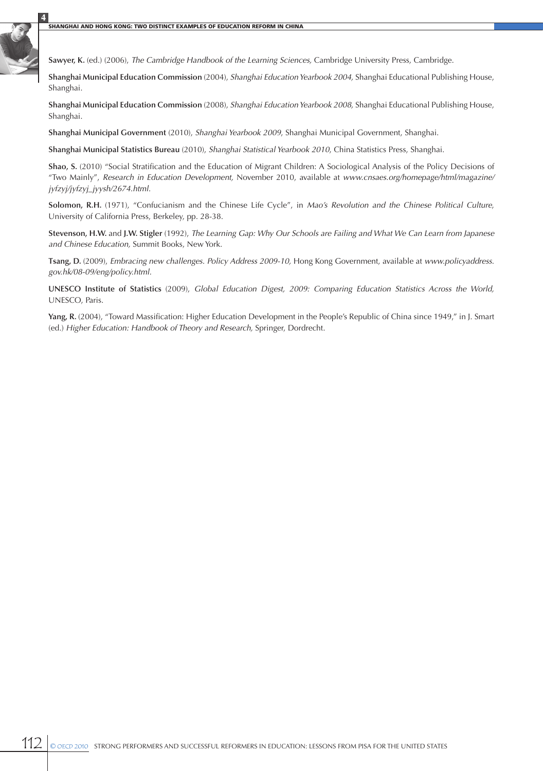**Sawyer, K.** (ed.) (2006), *The Cambridge Handbook of the Learning Sciences,* Cambridge University Press, Cambridge.

**Shanghai Municipal Education Commission** (2004), *Shanghai Education Yearbook 2004,* Shanghai Educational Publishing House, Shanghai.

**Shanghai Municipal Education Commission** (2008), *Shanghai Education Yearbook 2008,* Shanghai Educational Publishing House, Shanghai.

**Shanghai Municipal Government** (2010), *Shanghai Yearbook 2009*, Shanghai Municipal Government, Shanghai.

**Shanghai Municipal Statistics Bureau** (2010), *Shanghai Statistical Yearbook 2010*, China Statistics Press, Shanghai.

**Shao, S.** (2010) "Social Stratification and the Education of Migrant Children: A Sociological Analysis of the Policy Decisions of "Two Mainly", *Research in Education Development,* November 2010, available at *www.cnsaes.org/homepage/html/magazine/jyfzyj/jyfzyj_jyysh/2674.html.*

**Solomon, R.H.** (1971), "Confucianism and the Chinese Life Cycle", in *Mao's Revolution and the Chinese Political Culture*, University of California Press, Berkeley, pp. 28-38.

**Stevenson, H.W.** and **J.W. Stigler** (1992), *The Learning Gap: Why Our Schools are Failing and What We Can Learn from Japanese and Chinese Education,* Summit Books, New York.

**Tsang, D.** (2009), *Embracing new challenges. Policy Address 2009-10,* Hong Kong Government, available at *www.policyaddress.gov.hk/08-09/eng/policy.html.*

**UNESCO Institute of Statistics** (2009), *Global Education Digest, 2009: Comparing Education Statistics Across the World,* UNESCO, Paris.

**Yang, R.** (2004), "Toward Massification: Higher Education Development in the People's Republic of China since 1949," in J. Smart (ed.) *Higher Education: Handbook of Theory and Research,* Springer, Dordrecht.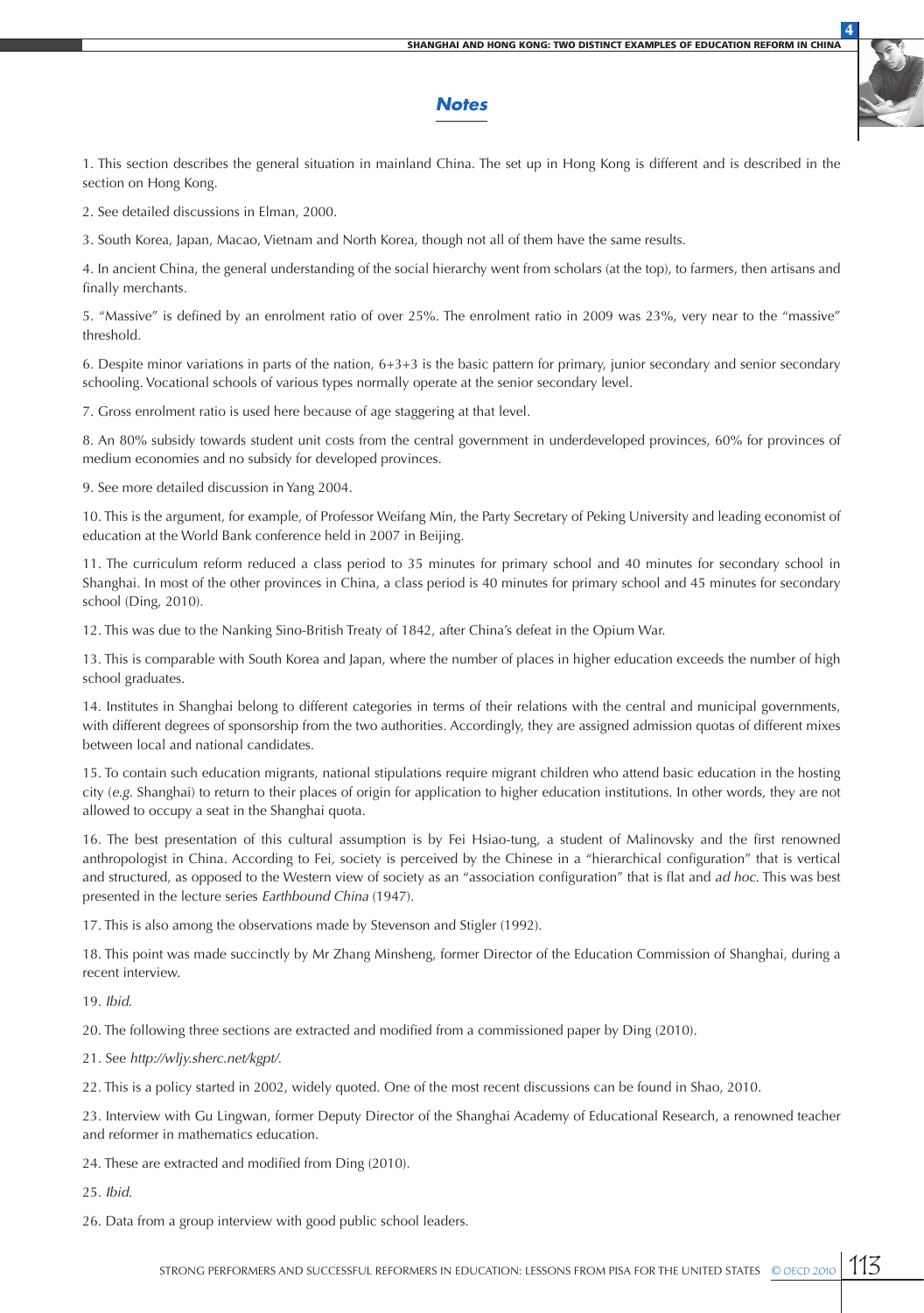## Notes

1. This section describes the general situation in mainland China. The set up in Hong Kong is different and is described in the section on Hong Kong.

2. See detailed discussions in Elman, 2000.

3. South Korea, Japan, Macao, Vietnam and North Korea, though not all of them have the same results.

4. In ancient China, the general understanding of the social hierarchy went from scholars (at the top), to farmers, then artisans and finally merchants.

5. "Massive" is defined by an enrolment ratio of over 25%. The enrolment ratio in 2009 was 23%, very near to the "massive" threshold.

6. Despite minor variations in parts of the nation, 6+3+3 is the basic pattern for primary, junior secondary and senior secondary schooling. Vocational schools of various types normally operate at the senior secondary level.

7. Gross enrolment ratio is used here because of age staggering at that level.

8. An 80% subsidy towards student unit costs from the central government in underdeveloped provinces, 60% for provinces of medium economies and no subsidy for developed provinces.

9. See more detailed discussion in Yang 2004.

10. This is the argument, for example, of Professor Weifang Min, the Party Secretary of Peking University and leading economist of education at the World Bank conference held in 2007 in Beijing.

11. The curriculum reform reduced a class period to 35 minutes for primary school and 40 minutes for secondary school in Shanghai. In most of the other provinces in China, a class period is 40 minutes for primary school and 45 minutes for secondary school (Ding, 2010).

12. This was due to the Nanking Sino-British Treaty of 1842, after China's defeat in the Opium War.

13. This is comparable with South Korea and Japan, where the number of places in higher education exceeds the number of high school graduates.

14. Institutes in Shanghai belong to different categories in terms of their relations with the central and municipal governments, with different degrees of sponsorship from the two authorities. Accordingly, they are assigned admission quotas of different mixes between local and national candidates.

15. To contain such education migrants, national stipulations require migrant children who attend basic education in the hosting city (*e.g.* Shanghai) to return to their places of origin for application to higher education institutions. In other words, they are not allowed to occupy a seat in the Shanghai quota.

16. The best presentation of this cultural assumption is by Fei Hsiao-tung, a student of Malinovsky and the first renowned anthropologist in China. According to Fei, society is perceived by the Chinese in a "hierarchical configuration" that is vertical and structured, as opposed to the Western view of society as an "association configuration" that is flat and *ad hoc*. This was best presented in the lecture series *Earthbound China* (1947).

17. This is also among the observations made by Stevenson and Stigler (1992).

18. This point was made succinctly by Mr Zhang Minsheng, former Director of the Education Commission of Shanghai, during a recent interview.

19. *Ibid.*

20. The following three sections are extracted and modified from a commissioned paper by Ding (2010).

21. See *http://wljy.sherc.net/kgpt/.*

22. This is a policy started in 2002, widely quoted. One of the most recent discussions can be found in Shao, 2010.

23. Interview with Gu Lingwan, former Deputy Director of the Shanghai Academy of Educational Research, a renowned teacher and reformer in mathematics education.

24. These are extracted and modified from Ding (2010).

25. *Ibid.*

26. Data from a group interview with good public school leaders.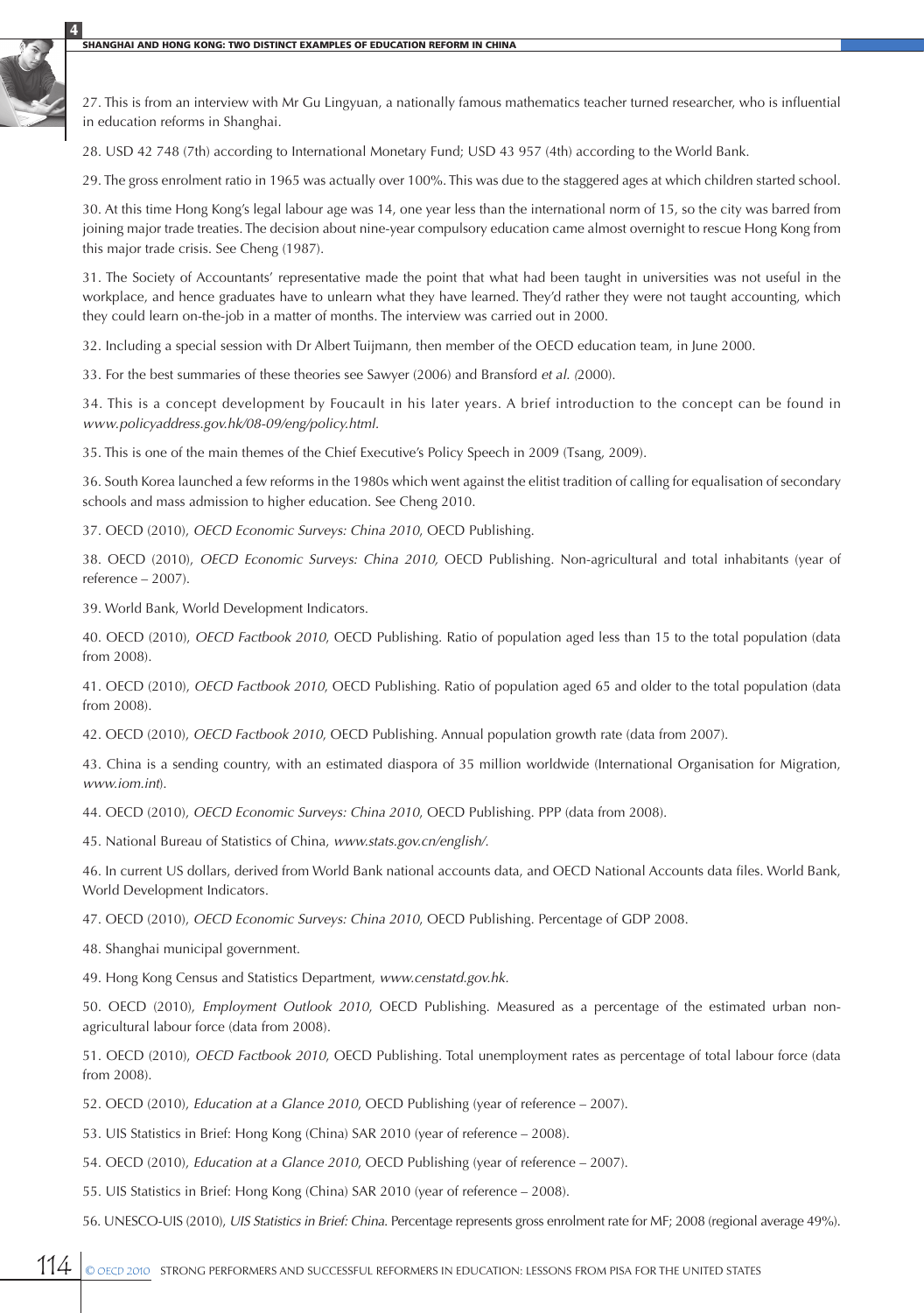27. This is from an interview with Mr Gu Lingyuan, a nationally famous mathematics teacher turned researcher, who is influential in education reforms in Shanghai.

28. USD 42 748 (7th) according to International Monetary Fund; USD 43 957 (4th) according to the World Bank.

29. The gross enrolment ratio in 1965 was actually over 100%. This was due to the staggered ages at which children started school.

30. At this time Hong Kong's legal labour age was 14, one year less than the international norm of 15, so the city was barred from joining major trade treaties. The decision about nine-year compulsory education came almost overnight to rescue Hong Kong from this major trade crisis. See Cheng (1987).

31. The Society of Accountants' representative made the point that what had been taught in universities was not useful in the workplace, and hence graduates have to unlearn what they have learned. They'd rather they were not taught accounting, which they could learn on-the-job in a matter of months. The interview was carried out in 2000.

32. Including a special session with Dr Albert Tuijmann, then member of the OECD education team, in June 2000.

33. For the best summaries of these theories see Sawyer (2006) and Bransford *et al.* (2000).

34. This is a concept development by Foucault in his later years. A brief introduction to the concept can be found in *www.policyaddress.gov.hk/08-09/eng/policy.html.*

35. This is one of the main themes of the Chief Executive's Policy Speech in 2009 (Tsang, 2009).

36. South Korea launched a few reforms in the 1980s which went against the elitist tradition of calling for equalisation of secondary schools and mass admission to higher education. See Cheng 2010.

37. OECD (2010), *OECD Economic Surveys: China 2010*, OECD Publishing.

38. OECD (2010), *OECD Economic Surveys: China 2010,* OECD Publishing. Non-agricultural and total inhabitants (year of reference – 2007).

39. World Bank, World Development Indicators.

40. OECD (2010), *OECD Factbook 2010*, OECD Publishing. Ratio of population aged less than 15 to the total population (data from 2008).

41. OECD (2010), *OECD Factbook 2010*, OECD Publishing. Ratio of population aged 65 and older to the total population (data from 2008).

42. OECD (2010), *OECD Factbook 2010*, OECD Publishing. Annual population growth rate (data from 2007).

43. China is a sending country, with an estimated diaspora of 35 million worldwide (International Organisation for Migration, *www.iom.int*).

44. OECD (2010), *OECD Economic Surveys: China 2010*, OECD Publishing. PPP (data from 2008).

45. National Bureau of Statistics of China, *www.stats.gov.cn/english/.*

46. In current US dollars, derived from World Bank national accounts data, and OECD National Accounts data files. World Bank, World Development Indicators.

47. OECD (2010), *OECD Economic Surveys: China 2010*, OECD Publishing. Percentage of GDP 2008.

48. Shanghai municipal government.

49. Hong Kong Census and Statistics Department, *www.censtatd.gov.hk.*

50. OECD (2010), *Employment Outlook 2010*, OECD Publishing. Measured as a percentage of the estimated urban non-agricultural labour force (data from 2008).

51. OECD (2010), *OECD Factbook 2010*, OECD Publishing. Total unemployment rates as percentage of total labour force (data from 2008).

52. OECD (2010), *Education at a Glance 2010*, OECD Publishing (year of reference – 2007).

53. UIS Statistics in Brief: Hong Kong (China) SAR 2010 (year of reference – 2008).

54. OECD (2010), *Education at a Glance 2010*, OECD Publishing (year of reference – 2007).

55. UIS Statistics in Brief: Hong Kong (China) SAR 2010 (year of reference – 2008).

56. UNESCO-UIS (2010), *UIS Statistics in Brief: China*. Percentage represents gross enrolment rate for MF; 2008 (regional average 49%).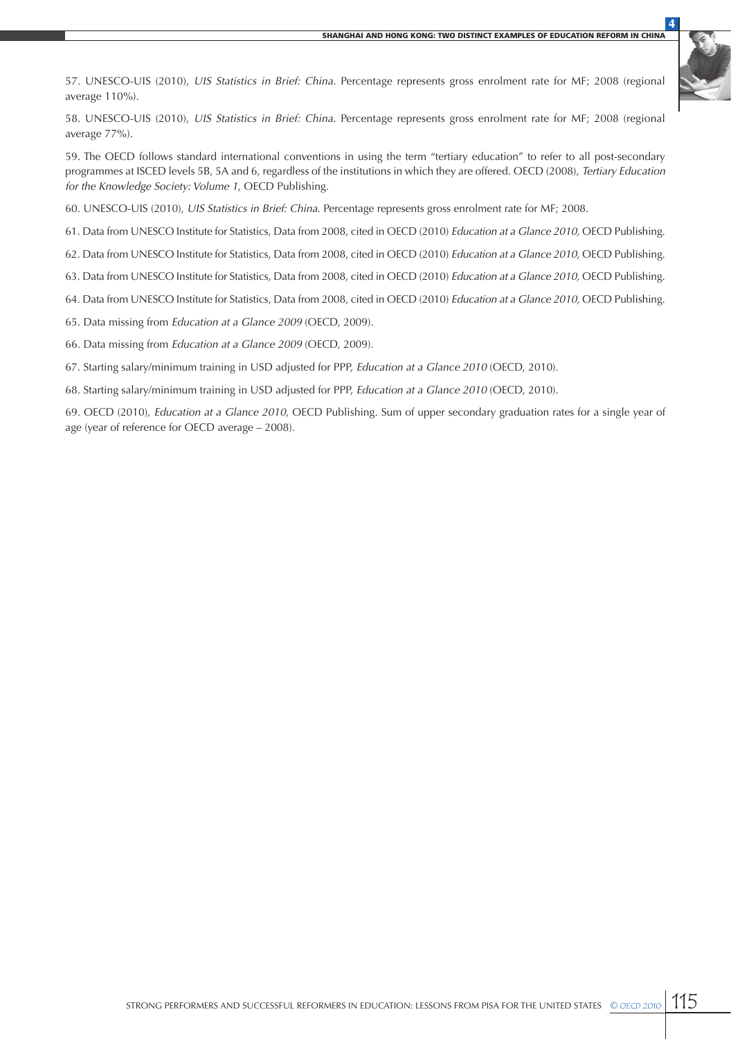57. UNESCO-UIS (2010), *UIS Statistics in Brief: China*. Percentage represents gross enrolment rate for MF; 2008 (regional average 110%).

58. UNESCO-UIS (2010), *UIS Statistics in Brief: China*. Percentage represents gross enrolment rate for MF; 2008 (regional average 77%).

59. The OECD follows standard international conventions in using the term "tertiary education" to refer to all post-secondary programmes at ISCED levels 5B, 5A and 6, regardless of the institutions in which they are offered. OECD (2008), *Tertiary Education for the Knowledge Society: Volume 1*, OECD Publishing.

60. UNESCO-UIS (2010), *UIS Statistics in Brief: China*. Percentage represents gross enrolment rate for MF; 2008.

61. Data from UNESCO Institute for Statistics, Data from 2008, cited in OECD (2010) *Education at a Glance 2010,* OECD Publishing.

62. Data from UNESCO Institute for Statistics, Data from 2008, cited in OECD (2010) *Education at a Glance 2010,* OECD Publishing.

63. Data from UNESCO Institute for Statistics, Data from 2008, cited in OECD (2010) *Education at a Glance 2010,* OECD Publishing.

64. Data from UNESCO Institute for Statistics, Data from 2008, cited in OECD (2010) *Education at a Glance 2010,* OECD Publishing.

65. Data missing from *Education at a Glance 2009* (OECD, 2009).

66. Data missing from *Education at a Glance 2009* (OECD, 2009).

67. Starting salary/minimum training in USD adjusted for PPP, *Education at a Glance 2010* (OECD, 2010).

68. Starting salary/minimum training in USD adjusted for PPP, *Education at a Glance 2010* (OECD, 2010).

69. OECD (2010), *Education at a Glance 2010,* OECD Publishing. Sum of upper secondary graduation rates for a single year of age (year of reference for OECD average – 2008).